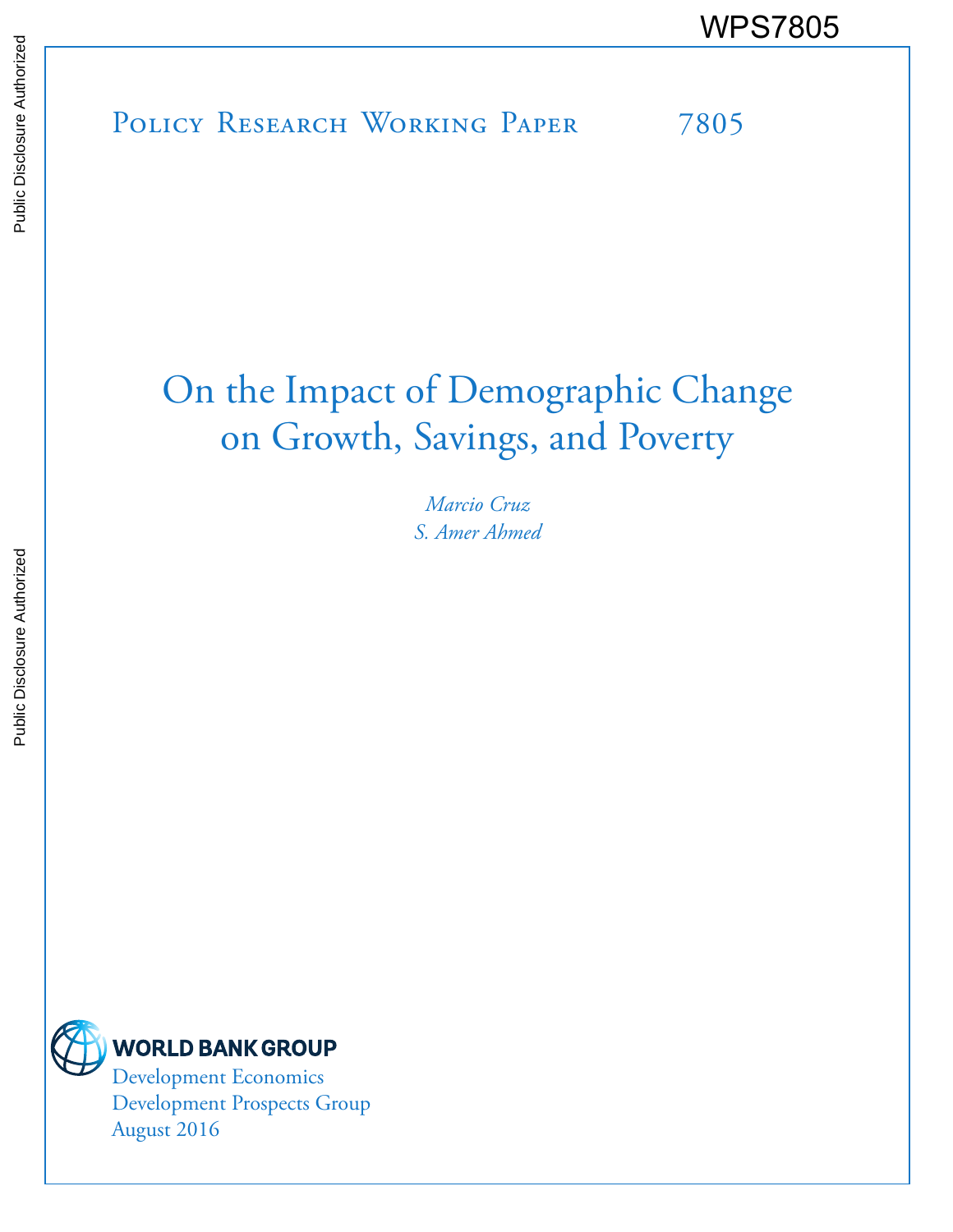WPS7805

Policy Research Working Paper 7805

# On the Impact of Demographic Change on Growth, Savings, and Poverty

*Marcio Cruz*
*S. Amer Ahmed*

WORLD BANK GROUP
Development Economics
Development Prospects Group
August 2016

Public Disclosure Authorized

Public Disclosure Authorized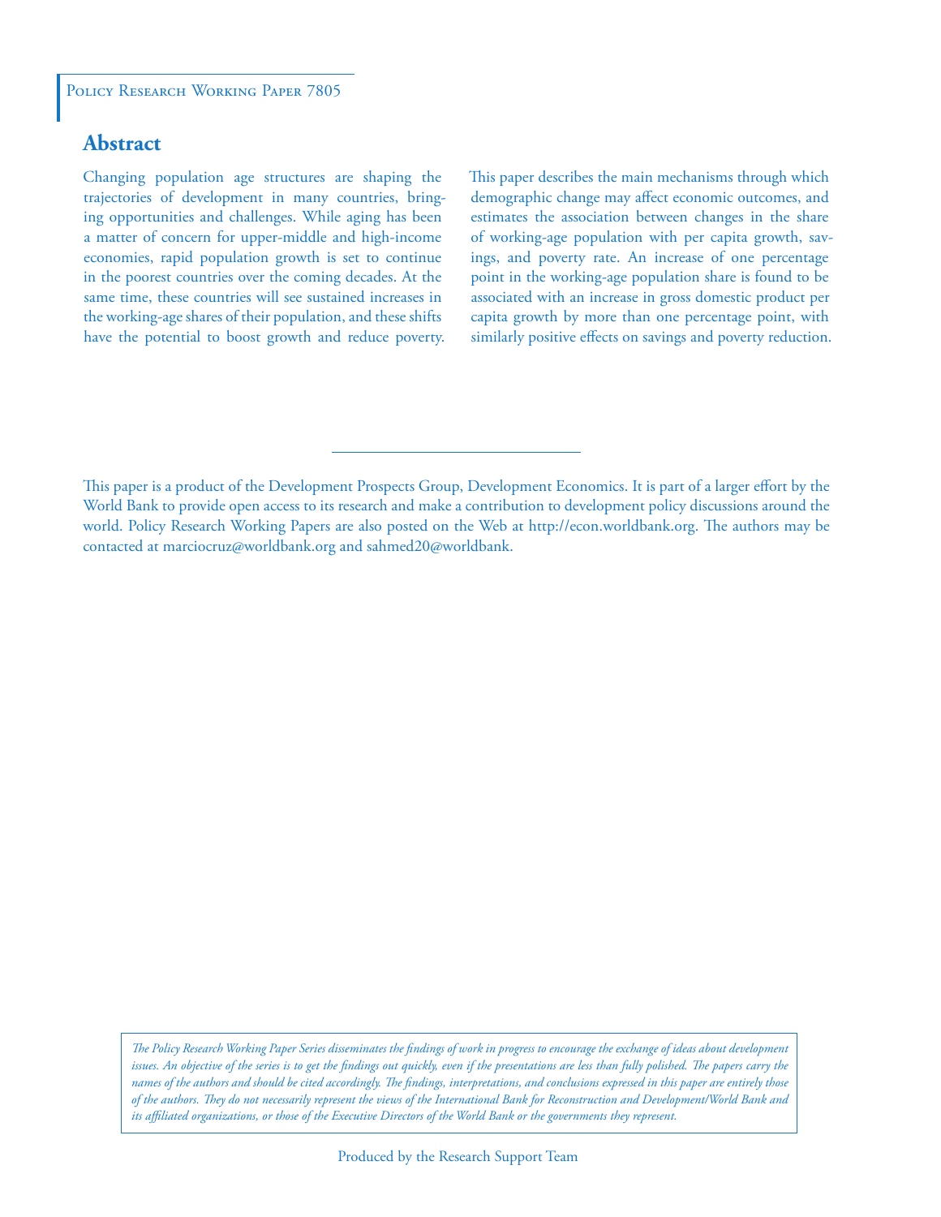Policy Research Working Paper 7805

## Abstract

Changing population age structures are shaping the trajectories of development in many countries, bringing opportunities and challenges. While aging has been a matter of concern for upper-middle and high-income economies, rapid population growth is set to continue in the poorest countries over the coming decades. At the same time, these countries will see sustained increases in the working-age shares of their population, and these shifts have the potential to boost growth and reduce poverty. This paper describes the main mechanisms through which demographic change may affect economic outcomes, and estimates the association between changes in the share of working-age population with per capita growth, savings, and poverty rate. An increase of one percentage point in the working-age population share is found to be associated with an increase in gross domestic product per capita growth by more than one percentage point, with similarly positive effects on savings and poverty reduction.

This paper is a product of the Development Prospects Group, Development Economics. It is part of a larger effort by the World Bank to provide open access to its research and make a contribution to development policy discussions around the world. Policy Research Working Papers are also posted on the Web at http://econ.worldbank.org. The authors may be contacted at marciocruz@worldbank.org and sahmed20@worldbank.

*The Policy Research Working Paper Series disseminates the findings of work in progress to encourage the exchange of ideas about development issues. An objective of the series is to get the findings out quickly, even if the presentations are less than fully polished. The papers carry the names of the authors and should be cited accordingly. The findings, interpretations, and conclusions expressed in this paper are entirely those of the authors. They do not necessarily represent the views of the International Bank for Reconstruction and Development/World Bank and its affiliated organizations, or those of the Executive Directors of the World Bank or the governments they represent.*

Produced by the Research Support Team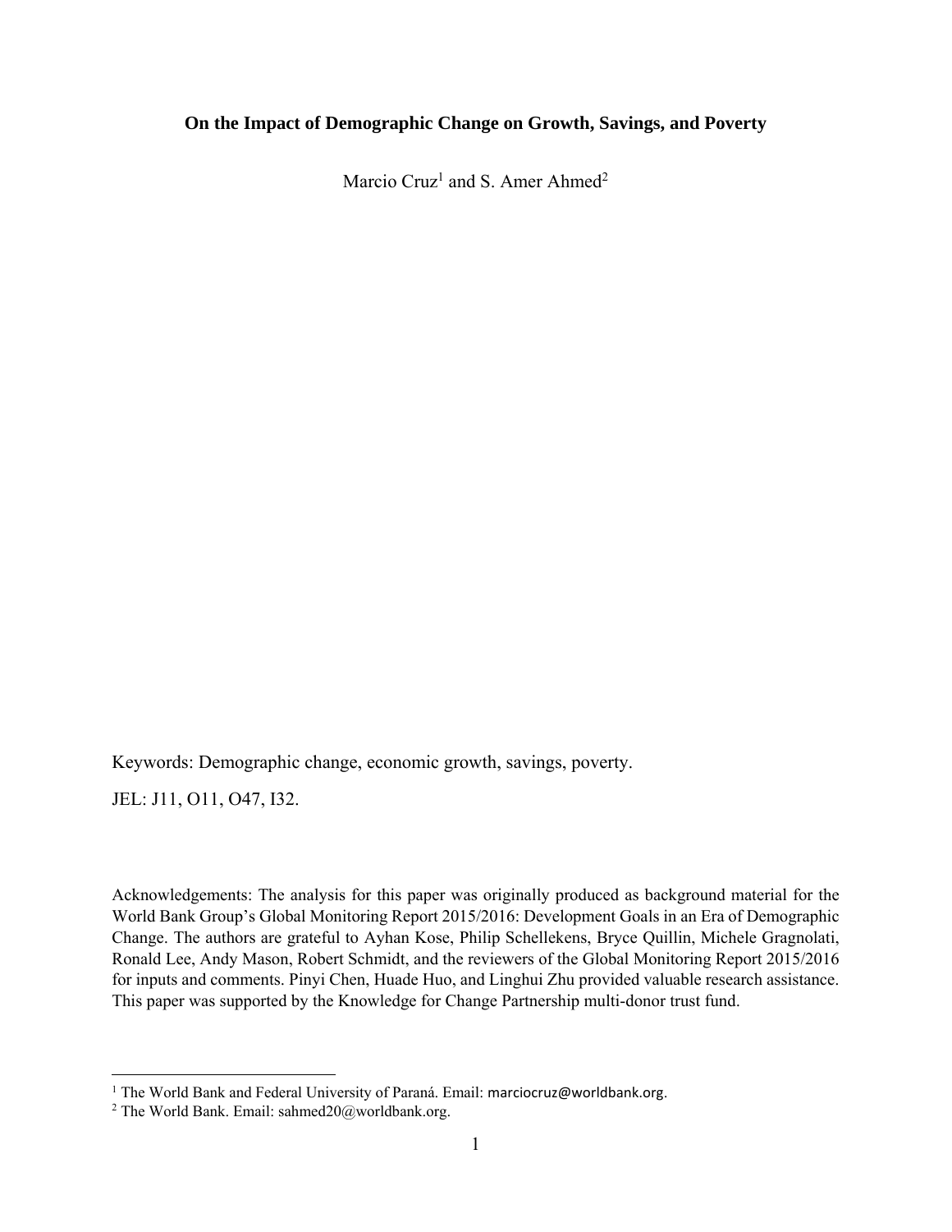**On the Impact of Demographic Change on Growth, Savings, and Poverty**

Marcio Cruz[1] and S. Amer Ahmed[2]

Keywords: Demographic change, economic growth, savings, poverty.

JEL: J11, O11, O47, I32.

Acknowledgements: The analysis for this paper was originally produced as background material for the World Bank Group's Global Monitoring Report 2015/2016: Development Goals in an Era of Demographic Change. The authors are grateful to Ayhan Kose, Philip Schellekens, Bryce Quillin, Michele Gragnolati, Ronald Lee, Andy Mason, Robert Schmidt, and the reviewers of the Global Monitoring Report 2015/2016 for inputs and comments. Pinyi Chen, Huade Huo, and Linghui Zhu provided valuable research assistance. This paper was supported by the Knowledge for Change Partnership multi-donor trust fund.

[1] The World Bank and Federal University of Paraná. Email: marciocruz@worldbank.org.

[2] The World Bank. Email: sahmed20@worldbank.org.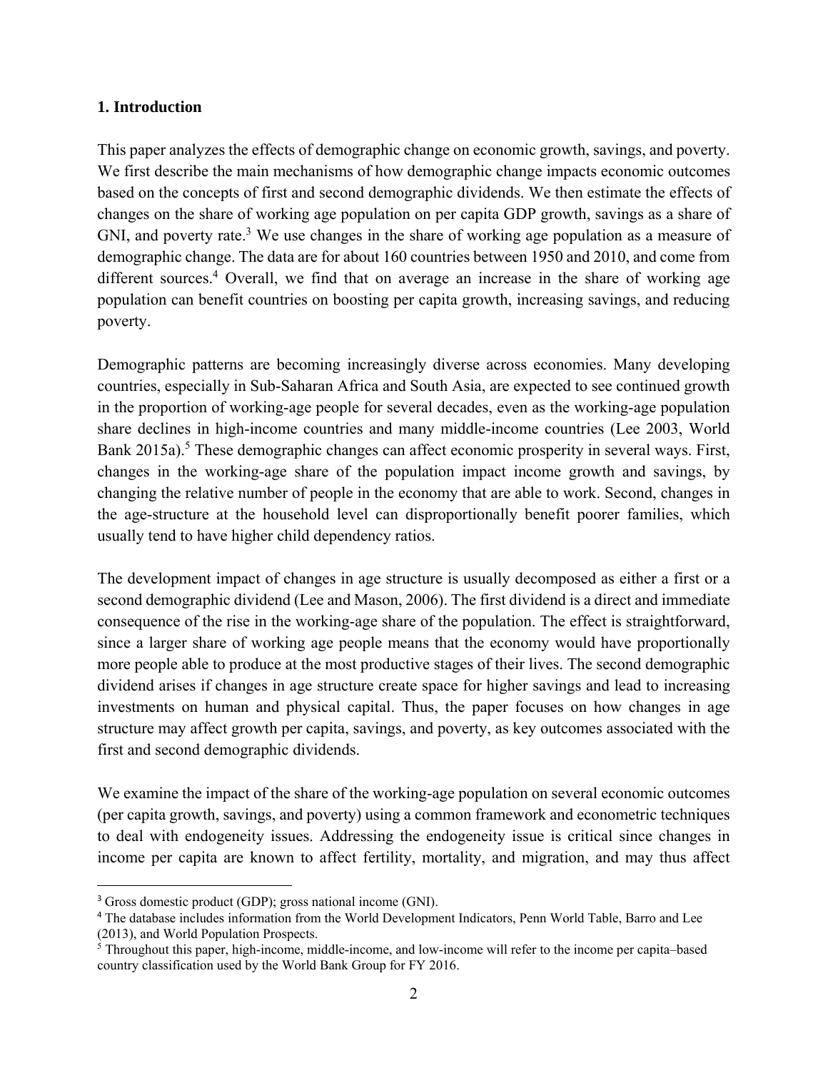## 1. Introduction

This paper analyzes the effects of demographic change on economic growth, savings, and poverty. We first describe the main mechanisms of how demographic change impacts economic outcomes based on the concepts of first and second demographic dividends. We then estimate the effects of changes on the share of working age population on per capita GDP growth, savings as a share of GNI, and poverty rate.[3] We use changes in the share of working age population as a measure of demographic change. The data are for about 160 countries between 1950 and 2010, and come from different sources.[4] Overall, we find that on average an increase in the share of working age population can benefit countries on boosting per capita growth, increasing savings, and reducing poverty.

Demographic patterns are becoming increasingly diverse across economies. Many developing countries, especially in Sub-Saharan Africa and South Asia, are expected to see continued growth in the proportion of working-age people for several decades, even as the working-age population share declines in high-income countries and many middle-income countries (Lee 2003, World Bank 2015a).[5] These demographic changes can affect economic prosperity in several ways. First, changes in the working-age share of the population impact income growth and savings, by changing the relative number of people in the economy that are able to work. Second, changes in the age-structure at the household level can disproportionally benefit poorer families, which usually tend to have higher child dependency ratios.

The development impact of changes in age structure is usually decomposed as either a first or a second demographic dividend (Lee and Mason, 2006). The first dividend is a direct and immediate consequence of the rise in the working-age share of the population. The effect is straightforward, since a larger share of working age people means that the economy would have proportionally more people able to produce at the most productive stages of their lives. The second demographic dividend arises if changes in age structure create space for higher savings and lead to increasing investments on human and physical capital. Thus, the paper focuses on how changes in age structure may affect growth per capita, savings, and poverty, as key outcomes associated with the first and second demographic dividends.

We examine the impact of the share of the working-age population on several economic outcomes (per capita growth, savings, and poverty) using a common framework and econometric techniques to deal with endogeneity issues. Addressing the endogeneity issue is critical since changes in income per capita are known to affect fertility, mortality, and migration, and may thus affect

[3] Gross domestic product (GDP); gross national income (GNI).

[4] The database includes information from the World Development Indicators, Penn World Table, Barro and Lee (2013), and World Population Prospects.

[5] Throughout this paper, high-income, middle-income, and low-income will refer to the income per capita–based country classification used by the World Bank Group for FY 2016.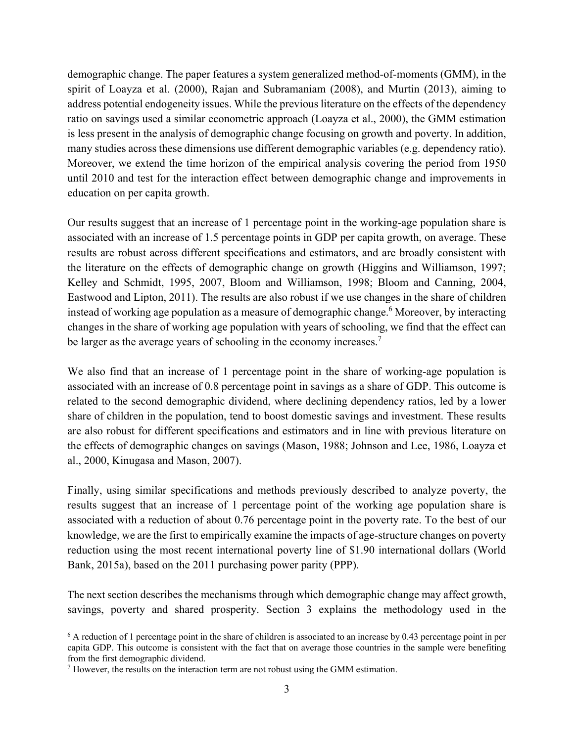demographic change. The paper features a system generalized method-of-moments (GMM), in the spirit of Loayza et al. (2000), Rajan and Subramaniam (2008), and Murtin (2013), aiming to address potential endogeneity issues. While the previous literature on the effects of the dependency ratio on savings used a similar econometric approach (Loayza et al., 2000), the GMM estimation is less present in the analysis of demographic change focusing on growth and poverty. In addition, many studies across these dimensions use different demographic variables (e.g. dependency ratio). Moreover, we extend the time horizon of the empirical analysis covering the period from 1950 until 2010 and test for the interaction effect between demographic change and improvements in education on per capita growth.

Our results suggest that an increase of 1 percentage point in the working-age population share is associated with an increase of 1.5 percentage points in GDP per capita growth, on average. These results are robust across different specifications and estimators, and are broadly consistent with the literature on the effects of demographic change on growth (Higgins and Williamson, 1997; Kelley and Schmidt, 1995, 2007, Bloom and Williamson, 1998; Bloom and Canning, 2004, Eastwood and Lipton, 2011). The results are also robust if we use changes in the share of children instead of working age population as a measure of demographic change.[6] Moreover, by interacting changes in the share of working age population with years of schooling, we find that the effect can be larger as the average years of schooling in the economy increases.[7]

We also find that an increase of 1 percentage point in the share of working-age population is associated with an increase of 0.8 percentage point in savings as a share of GDP. This outcome is related to the second demographic dividend, where declining dependency ratios, led by a lower share of children in the population, tend to boost domestic savings and investment. These results are also robust for different specifications and estimators and in line with previous literature on the effects of demographic changes on savings (Mason, 1988; Johnson and Lee, 1986, Loayza et al., 2000, Kinugasa and Mason, 2007).

Finally, using similar specifications and methods previously described to analyze poverty, the results suggest that an increase of 1 percentage point of the working age population share is associated with a reduction of about 0.76 percentage point in the poverty rate. To the best of our knowledge, we are the first to empirically examine the impacts of age-structure changes on poverty reduction using the most recent international poverty line of \$1.90 international dollars (World Bank, 2015a), based on the 2011 purchasing power parity (PPP).

The next section describes the mechanisms through which demographic change may affect growth, savings, poverty and shared prosperity. Section 3 explains the methodology used in the

[6] A reduction of 1 percentage point in the share of children is associated to an increase by 0.43 percentage point in per capita GDP. This outcome is consistent with the fact that on average those countries in the sample were benefiting from the first demographic dividend.

[7] However, the results on the interaction term are not robust using the GMM estimation.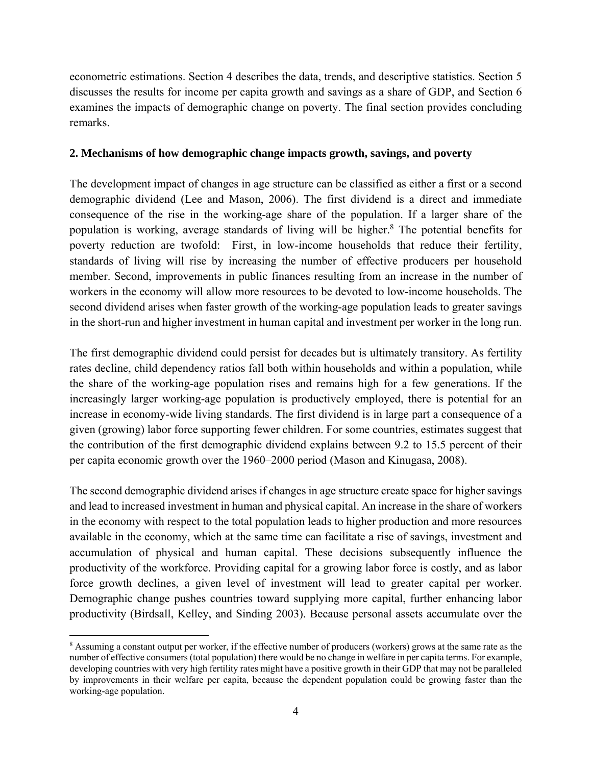econometric estimations. Section 4 describes the data, trends, and descriptive statistics. Section 5 discusses the results for income per capita growth and savings as a share of GDP, and Section 6 examines the impacts of demographic change on poverty. The final section provides concluding remarks.

## 2. Mechanisms of how demographic change impacts growth, savings, and poverty

The development impact of changes in age structure can be classified as either a first or a second demographic dividend (Lee and Mason, 2006). The first dividend is a direct and immediate consequence of the rise in the working-age share of the population. If a larger share of the population is working, average standards of living will be higher.[8] The potential benefits for poverty reduction are twofold: First, in low-income households that reduce their fertility, standards of living will rise by increasing the number of effective producers per household member. Second, improvements in public finances resulting from an increase in the number of workers in the economy will allow more resources to be devoted to low-income households. The second dividend arises when faster growth of the working-age population leads to greater savings in the short-run and higher investment in human capital and investment per worker in the long run.

The first demographic dividend could persist for decades but is ultimately transitory. As fertility rates decline, child dependency ratios fall both within households and within a population, while the share of the working-age population rises and remains high for a few generations. If the increasingly larger working-age population is productively employed, there is potential for an increase in economy-wide living standards. The first dividend is in large part a consequence of a given (growing) labor force supporting fewer children. For some countries, estimates suggest that the contribution of the first demographic dividend explains between 9.2 to 15.5 percent of their per capita economic growth over the 1960–2000 period (Mason and Kinugasa, 2008).

The second demographic dividend arises if changes in age structure create space for higher savings and lead to increased investment in human and physical capital. An increase in the share of workers in the economy with respect to the total population leads to higher production and more resources available in the economy, which at the same time can facilitate a rise of savings, investment and accumulation of physical and human capital. These decisions subsequently influence the productivity of the workforce. Providing capital for a growing labor force is costly, and as labor force growth declines, a given level of investment will lead to greater capital per worker. Demographic change pushes countries toward supplying more capital, further enhancing labor productivity (Birdsall, Kelley, and Sinding 2003). Because personal assets accumulate over the

[8] Assuming a constant output per worker, if the effective number of producers (workers) grows at the same rate as the number of effective consumers (total population) there would be no change in welfare in per capita terms. For example, developing countries with very high fertility rates might have a positive growth in their GDP that may not be paralleled by improvements in their welfare per capita, because the dependent population could be growing faster than the working-age population.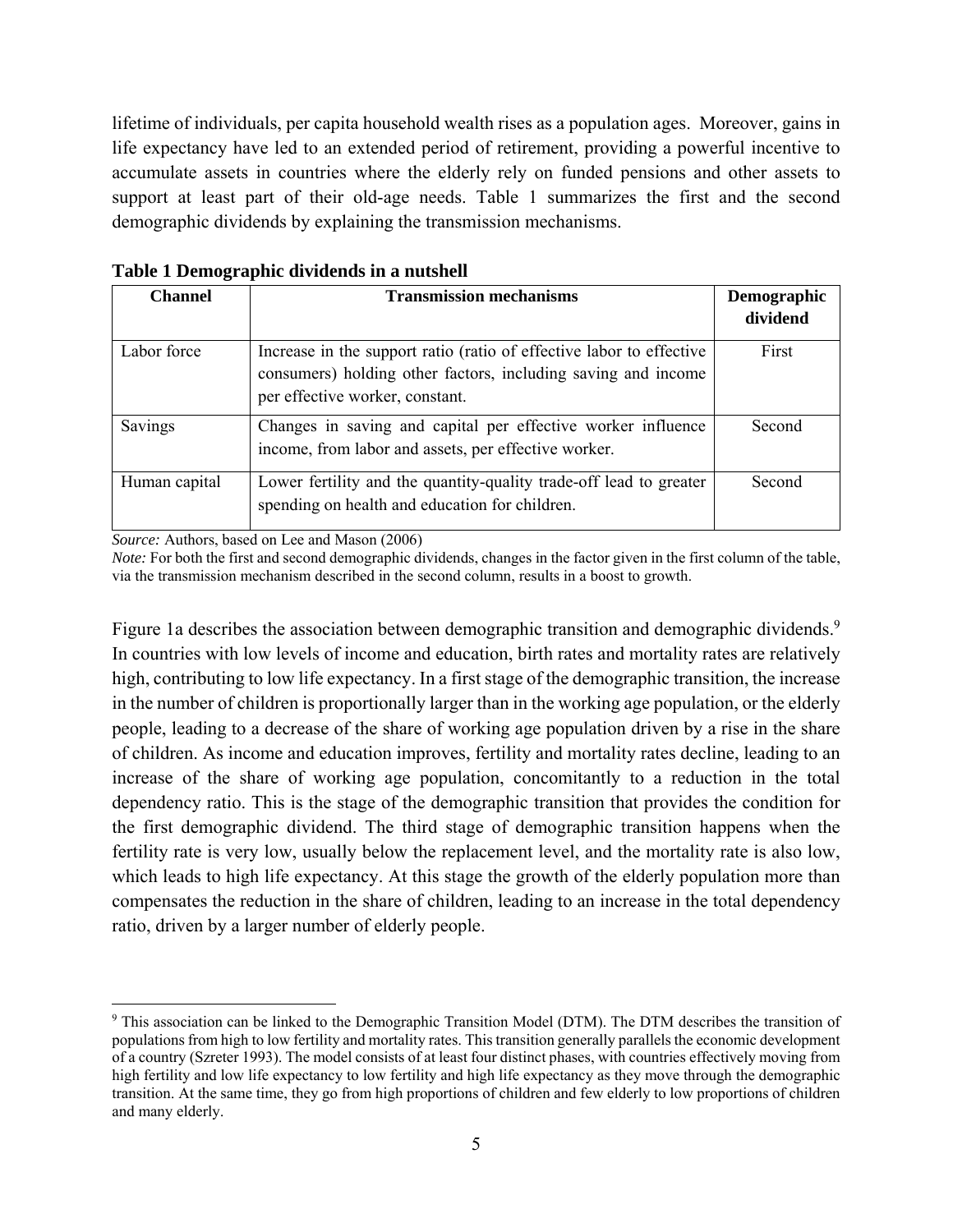lifetime of individuals, per capita household wealth rises as a population ages. Moreover, gains in life expectancy have led to an extended period of retirement, providing a powerful incentive to accumulate assets in countries where the elderly rely on funded pensions and other assets to support at least part of their old-age needs. Table 1 summarizes the first and the second demographic dividends by explaining the transmission mechanisms.

**Table 1 Demographic dividends in a nutshell**

| Channel | Transmission mechanisms | Demographic dividend |
|---|---|---|
| Labor force | Increase in the support ratio (ratio of effective labor to effective consumers) holding other factors, including saving and income per effective worker, constant. | First |
| Savings | Changes in saving and capital per effective worker influence income, from labor and assets, per effective worker. | Second |
| Human capital | Lower fertility and the quantity-quality trade-off lead to greater spending on health and education for children. | Second |

*Source:* Authors, based on Lee and Mason (2006)
*Note:* For both the first and second demographic dividends, changes in the factor given in the first column of the table, via the transmission mechanism described in the second column, results in a boost to growth.

Figure 1a describes the association between demographic transition and demographic dividends.[9] In countries with low levels of income and education, birth rates and mortality rates are relatively high, contributing to low life expectancy. In a first stage of the demographic transition, the increase in the number of children is proportionally larger than in the working age population, or the elderly people, leading to a decrease of the share of working age population driven by a rise in the share of children. As income and education improves, fertility and mortality rates decline, leading to an increase of the share of working age population, concomitantly to a reduction in the total dependency ratio. This is the stage of the demographic transition that provides the condition for the first demographic dividend. The third stage of demographic transition happens when the fertility rate is very low, usually below the replacement level, and the mortality rate is also low, which leads to high life expectancy. At this stage the growth of the elderly population more than compensates the reduction in the share of children, leading to an increase in the total dependency ratio, driven by a larger number of elderly people.

[9] This association can be linked to the Demographic Transition Model (DTM). The DTM describes the transition of populations from high to low fertility and mortality rates. This transition generally parallels the economic development of a country (Szreter 1993). The model consists of at least four distinct phases, with countries effectively moving from high fertility and low life expectancy to low fertility and high life expectancy as they move through the demographic transition. At the same time, they go from high proportions of children and few elderly to low proportions of children and many elderly.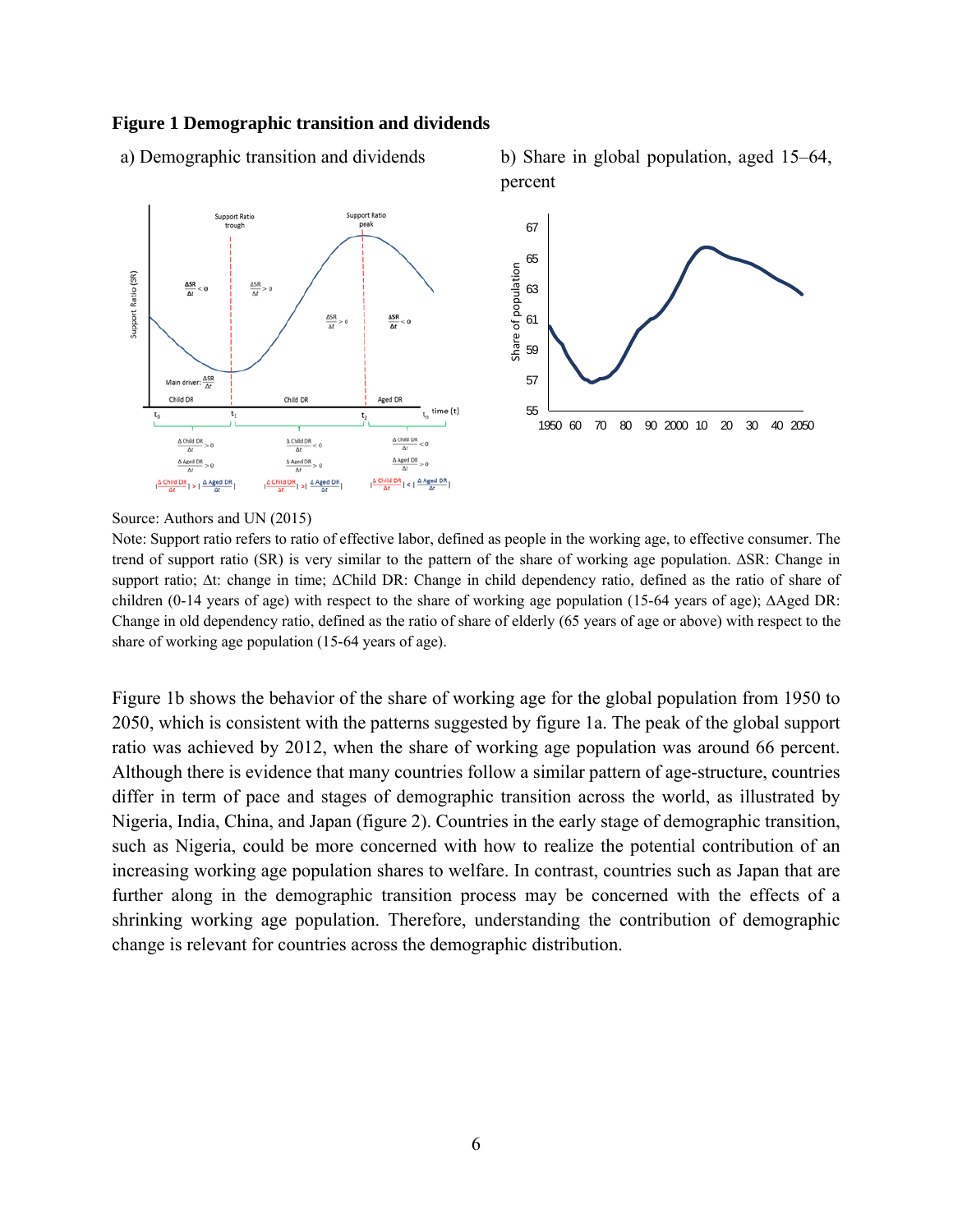**Figure 1 Demographic transition and dividends**

a) Demographic transition and dividends

b) Share in global population, aged 15–64, percent

Source: Authors and UN (2015)

Note: Support ratio refers to ratio of effective labor, defined as people in the working age, to effective consumer. The trend of support ratio (SR) is very similar to the pattern of the share of working age population. ΔSR: Change in support ratio; Δt: change in time; ΔChild DR: Change in child dependency ratio, defined as the ratio of share of children (0-14 years of age) with respect to the share of working age population (15-64 years of age); ΔAged DR: Change in old dependency ratio, defined as the ratio of share of elderly (65 years of age or above) with respect to the share of working age population (15-64 years of age).

Figure 1b shows the behavior of the share of working age for the global population from 1950 to 2050, which is consistent with the patterns suggested by figure 1a. The peak of the global support ratio was achieved by 2012, when the share of working age population was around 66 percent. Although there is evidence that many countries follow a similar pattern of age-structure, countries differ in term of pace and stages of demographic transition across the world, as illustrated by Nigeria, India, China, and Japan (figure 2). Countries in the early stage of demographic transition, such as Nigeria, could be more concerned with how to realize the potential contribution of an increasing working age population shares to welfare. In contrast, countries such as Japan that are further along in the demographic transition process may be concerned with the effects of a shrinking working age population. Therefore, understanding the contribution of demographic change is relevant for countries across the demographic distribution.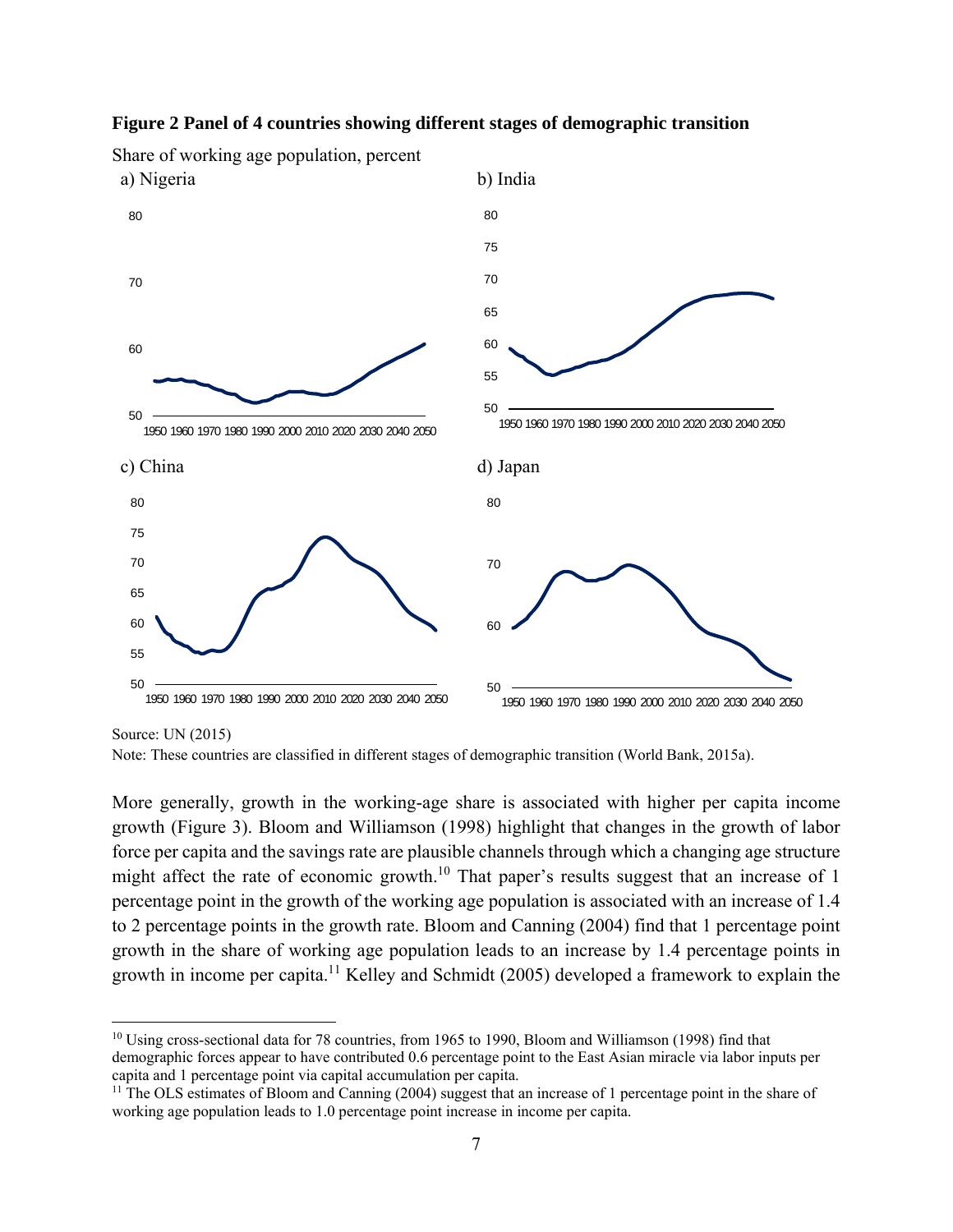**Figure 2 Panel of 4 countries showing different stages of demographic transition**

Share of working age population, percent

a) Nigeria

b) India

c) China

d) Japan

Source: UN (2015)

Note: These countries are classified in different stages of demographic transition (World Bank, 2015a).

More generally, growth in the working-age share is associated with higher per capita income growth (Figure 3). Bloom and Williamson (1998) highlight that changes in the growth of labor force per capita and the savings rate are plausible channels through which a changing age structure might affect the rate of economic growth.[10] That paper's results suggest that an increase of 1 percentage point in the growth of the working age population is associated with an increase of 1.4 to 2 percentage points in the growth rate. Bloom and Canning (2004) find that 1 percentage point growth in the share of working age population leads to an increase by 1.4 percentage points in growth in income per capita.[11] Kelley and Schmidt (2005) developed a framework to explain the

---

[10] Using cross-sectional data for 78 countries, from 1965 to 1990, Bloom and Williamson (1998) find that demographic forces appear to have contributed 0.6 percentage point to the East Asian miracle via labor inputs per capita and 1 percentage point via capital accumulation per capita.

[11] The OLS estimates of Bloom and Canning (2004) suggest that an increase of 1 percentage point in the share of working age population leads to 1.0 percentage point increase in income per capita.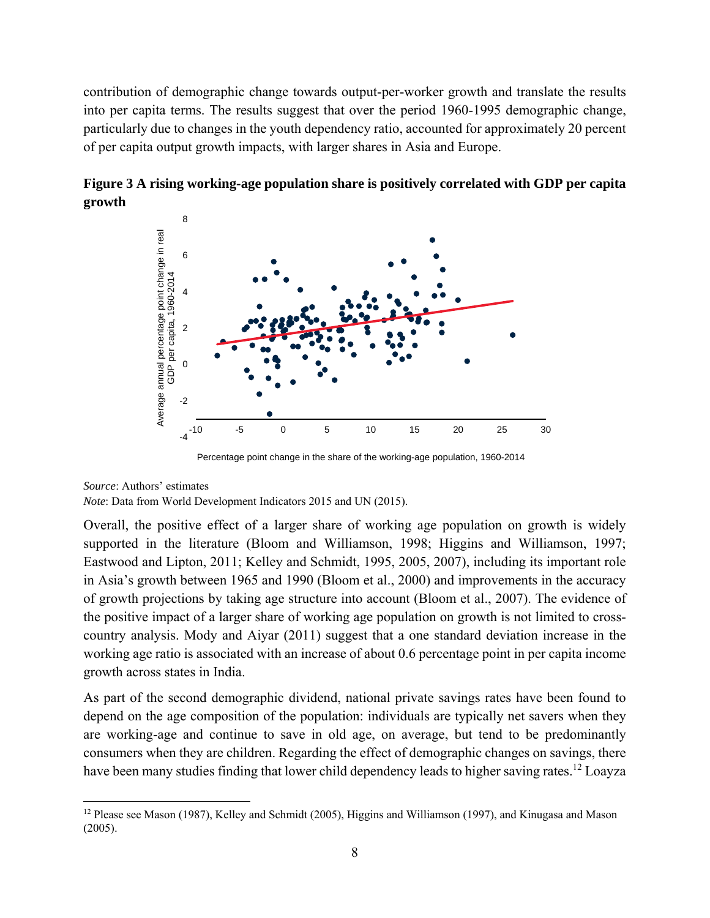contribution of demographic change towards output-per-worker growth and translate the results into per capita terms. The results suggest that over the period 1960-1995 demographic change, particularly due to changes in the youth dependency ratio, accounted for approximately 20 percent of per capita output growth impacts, with larger shares in Asia and Europe.

**Figure 3 A rising working-age population share is positively correlated with GDP per capita growth**

*Source*: Authors' estimates

*Note*: Data from World Development Indicators 2015 and UN (2015).

Overall, the positive effect of a larger share of working age population on growth is widely supported in the literature (Bloom and Williamson, 1998; Higgins and Williamson, 1997; Eastwood and Lipton, 2011; Kelley and Schmidt, 1995, 2005, 2007), including its important role in Asia's growth between 1965 and 1990 (Bloom et al., 2000) and improvements in the accuracy of growth projections by taking age structure into account (Bloom et al., 2007). The evidence of the positive impact of a larger share of working age population on growth is not limited to cross-country analysis. Mody and Aiyar (2011) suggest that a one standard deviation increase in the working age ratio is associated with an increase of about 0.6 percentage point in per capita income growth across states in India.

As part of the second demographic dividend, national private savings rates have been found to depend on the age composition of the population: individuals are typically net savers when they are working-age and continue to save in old age, on average, but tend to be predominantly consumers when they are children. Regarding the effect of demographic changes on savings, there have been many studies finding that lower child dependency leads to higher saving rates.[12] Loayza

[12] Please see Mason (1987), Kelley and Schmidt (2005), Higgins and Williamson (1997), and Kinugasa and Mason (2005).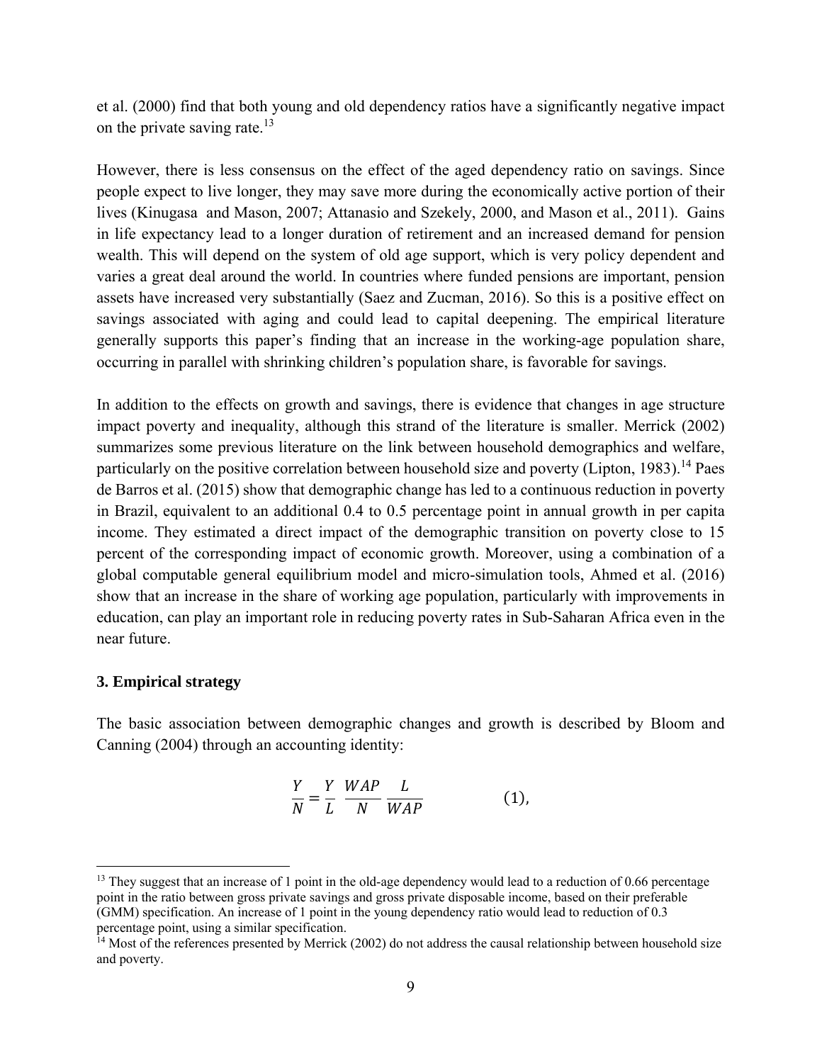et al. (2000) find that both young and old dependency ratios have a significantly negative impact on the private saving rate.[13]

However, there is less consensus on the effect of the aged dependency ratio on savings. Since people expect to live longer, they may save more during the economically active portion of their lives (Kinugasa and Mason, 2007; Attanasio and Szekely, 2000, and Mason et al., 2011). Gains in life expectancy lead to a longer duration of retirement and an increased demand for pension wealth. This will depend on the system of old age support, which is very policy dependent and varies a great deal around the world. In countries where funded pensions are important, pension assets have increased very substantially (Saez and Zucman, 2016). So this is a positive effect on savings associated with aging and could lead to capital deepening. The empirical literature generally supports this paper's finding that an increase in the working-age population share, occurring in parallel with shrinking children's population share, is favorable for savings.

In addition to the effects on growth and savings, there is evidence that changes in age structure impact poverty and inequality, although this strand of the literature is smaller. Merrick (2002) summarizes some previous literature on the link between household demographics and welfare, particularly on the positive correlation between household size and poverty (Lipton, 1983).[14] Paes de Barros et al. (2015) show that demographic change has led to a continuous reduction in poverty in Brazil, equivalent to an additional 0.4 to 0.5 percentage point in annual growth in per capita income. They estimated a direct impact of the demographic transition on poverty close to 15 percent of the corresponding impact of economic growth. Moreover, using a combination of a global computable general equilibrium model and micro-simulation tools, Ahmed et al. (2016) show that an increase in the share of working age population, particularly with improvements in education, can play an important role in reducing poverty rates in Sub-Saharan Africa even in the near future.

### 3. Empirical strategy

The basic association between demographic changes and growth is described by Bloom and Canning (2004) through an accounting identity:

$$\frac{Y}{N} = \frac{Y}{L}\ \frac{WAP}{N}\ \frac{L}{WAP} \qquad (1),$$

[13] They suggest that an increase of 1 point in the old-age dependency would lead to a reduction of 0.66 percentage point in the ratio between gross private savings and gross private disposable income, based on their preferable (GMM) specification. An increase of 1 point in the young dependency ratio would lead to reduction of 0.3 percentage point, using a similar specification.

[14] Most of the references presented by Merrick (2002) do not address the causal relationship between household size and poverty.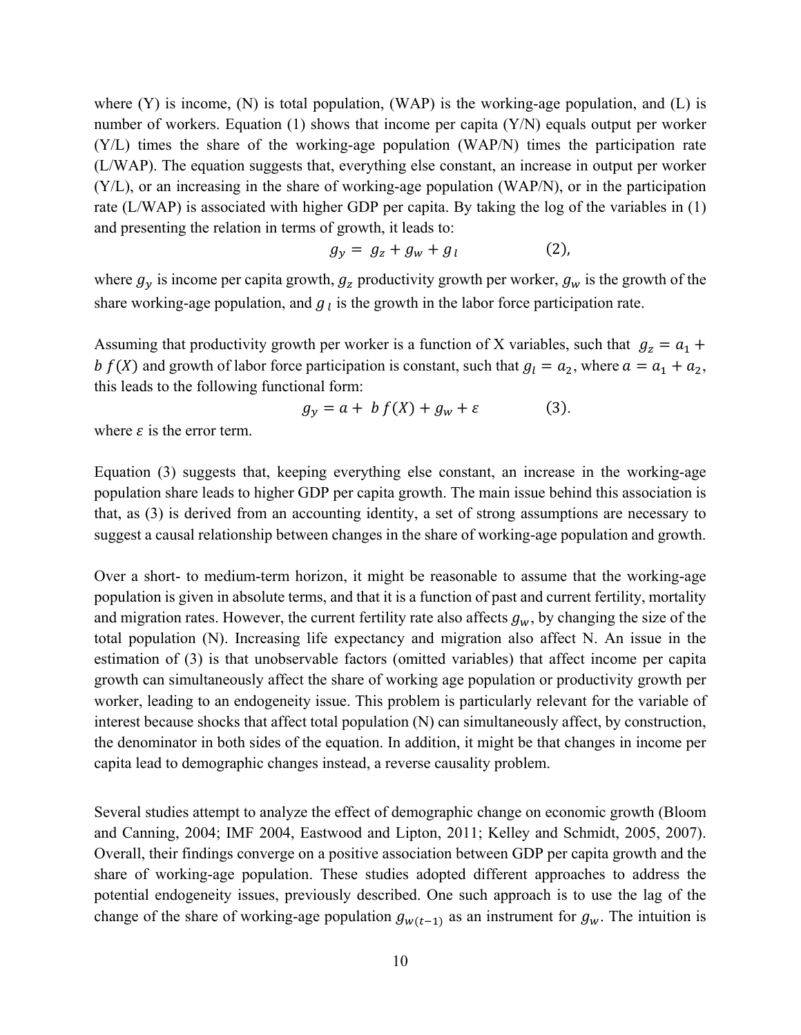where (Y) is income, (N) is total population, (WAP) is the working-age population, and (L) is number of workers. Equation (1) shows that income per capita (Y/N) equals output per worker (Y/L) times the share of the working-age population (WAP/N) times the participation rate (L/WAP). The equation suggests that, everything else constant, an increase in output per worker (Y/L), or an increasing in the share of working-age population (WAP/N), or in the participation rate (L/WAP) is associated with higher GDP per capita. By taking the log of the variables in (1) and presenting the relation in terms of growth, it leads to:

$$g_y = g_z + g_w + g_l \qquad (2),$$

where $g_y$ is income per capita growth, $g_z$ productivity growth per worker, $g_w$ is the growth of the share working-age population, and $g_l$ is the growth in the labor force participation rate.

Assuming that productivity growth per worker is a function of X variables, such that $g_z = a_1 + b\,f(X)$ and growth of labor force participation is constant, such that $g_l = a_2$, where $a = a_1 + a_2$, this leads to the following functional form:

$$g_y = a + b\,f(X) + g_w + \varepsilon \qquad (3).$$

where $\varepsilon$ is the error term.

Equation (3) suggests that, keeping everything else constant, an increase in the working-age population share leads to higher GDP per capita growth. The main issue behind this association is that, as (3) is derived from an accounting identity, a set of strong assumptions are necessary to suggest a causal relationship between changes in the share of working-age population and growth.

Over a short- to medium-term horizon, it might be reasonable to assume that the working-age population is given in absolute terms, and that it is a function of past and current fertility, mortality and migration rates. However, the current fertility rate also affects $g_w$, by changing the size of the total population (N). Increasing life expectancy and migration also affect N. An issue in the estimation of (3) is that unobservable factors (omitted variables) that affect income per capita growth can simultaneously affect the share of working age population or productivity growth per worker, leading to an endogeneity issue. This problem is particularly relevant for the variable of interest because shocks that affect total population (N) can simultaneously affect, by construction, the denominator in both sides of the equation. In addition, it might be that changes in income per capita lead to demographic changes instead, a reverse causality problem.

Several studies attempt to analyze the effect of demographic change on economic growth (Bloom and Canning, 2004; IMF 2004, Eastwood and Lipton, 2011; Kelley and Schmidt, 2005, 2007). Overall, their findings converge on a positive association between GDP per capita growth and the share of working-age population. These studies adopted different approaches to address the potential endogeneity issues, previously described. One such approach is to use the lag of the change of the share of working-age population $g_{w(t-1)}$ as an instrument for $g_w$. The intuition is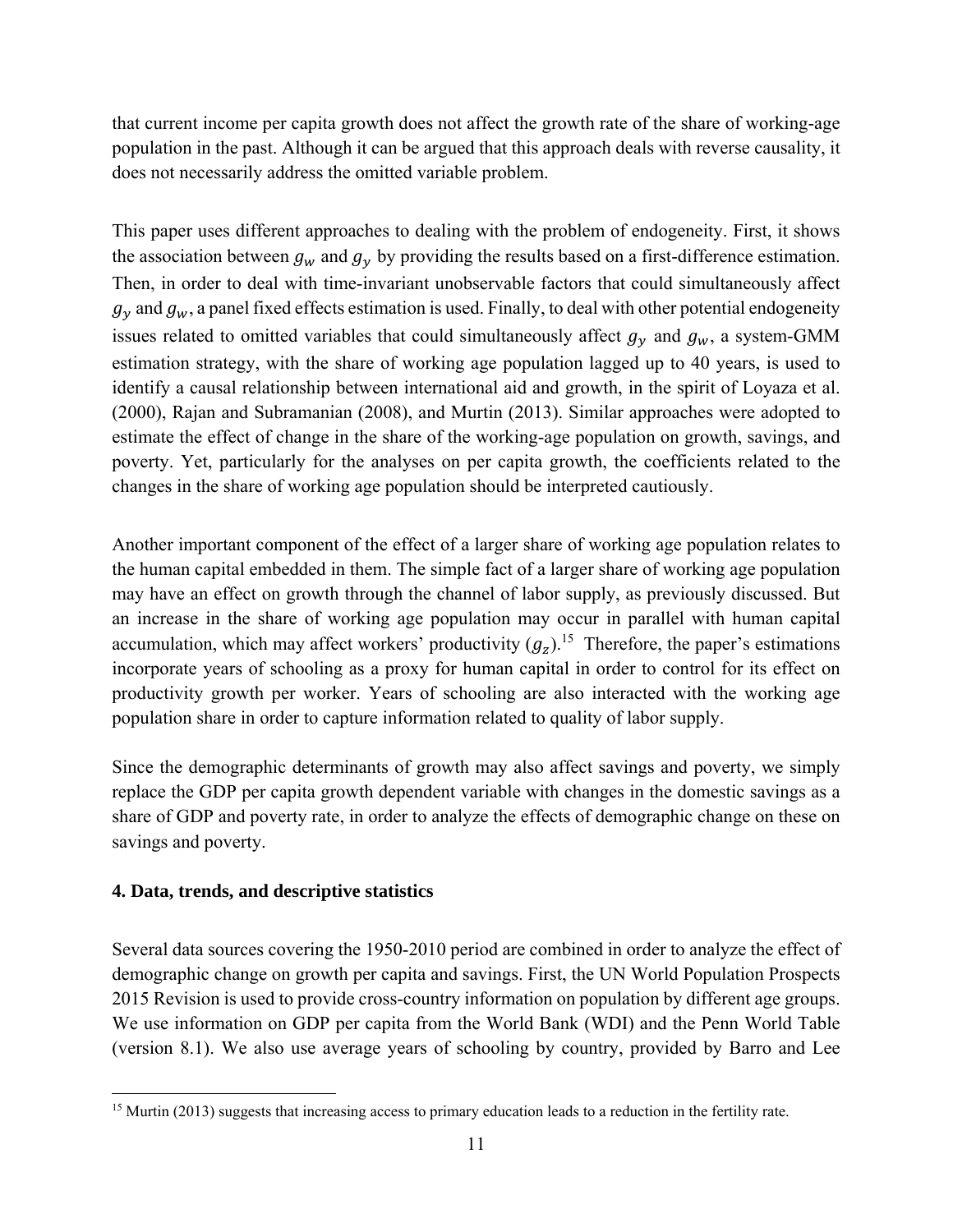that current income per capita growth does not affect the growth rate of the share of working-age population in the past. Although it can be argued that this approach deals with reverse causality, it does not necessarily address the omitted variable problem.

This paper uses different approaches to dealing with the problem of endogeneity. First, it shows the association between $g_w$ and $g_y$ by providing the results based on a first-difference estimation. Then, in order to deal with time-invariant unobservable factors that could simultaneously affect $g_y$ and $g_w$, a panel fixed effects estimation is used. Finally, to deal with other potential endogeneity issues related to omitted variables that could simultaneously affect $g_y$ and $g_w$, a system-GMM estimation strategy, with the share of working age population lagged up to 40 years, is used to identify a causal relationship between international aid and growth, in the spirit of Loyaza et al. (2000), Rajan and Subramanian (2008), and Murtin (2013). Similar approaches were adopted to estimate the effect of change in the share of the working-age population on growth, savings, and poverty. Yet, particularly for the analyses on per capita growth, the coefficients related to the changes in the share of working age population should be interpreted cautiously.

Another important component of the effect of a larger share of working age population relates to the human capital embedded in them. The simple fact of a larger share of working age population may have an effect on growth through the channel of labor supply, as previously discussed. But an increase in the share of working age population may occur in parallel with human capital accumulation, which may affect workers' productivity ($g_z$).[15] Therefore, the paper's estimations incorporate years of schooling as a proxy for human capital in order to control for its effect on productivity growth per worker. Years of schooling are also interacted with the working age population share in order to capture information related to quality of labor supply.

Since the demographic determinants of growth may also affect savings and poverty, we simply replace the GDP per capita growth dependent variable with changes in the domestic savings as a share of GDP and poverty rate, in order to analyze the effects of demographic change on these on savings and poverty.

## 4. Data, trends, and descriptive statistics

Several data sources covering the 1950-2010 period are combined in order to analyze the effect of demographic change on growth per capita and savings. First, the UN World Population Prospects 2015 Revision is used to provide cross-country information on population by different age groups. We use information on GDP per capita from the World Bank (WDI) and the Penn World Table (version 8.1). We also use average years of schooling by country, provided by Barro and Lee

[15] Murtin (2013) suggests that increasing access to primary education leads to a reduction in the fertility rate.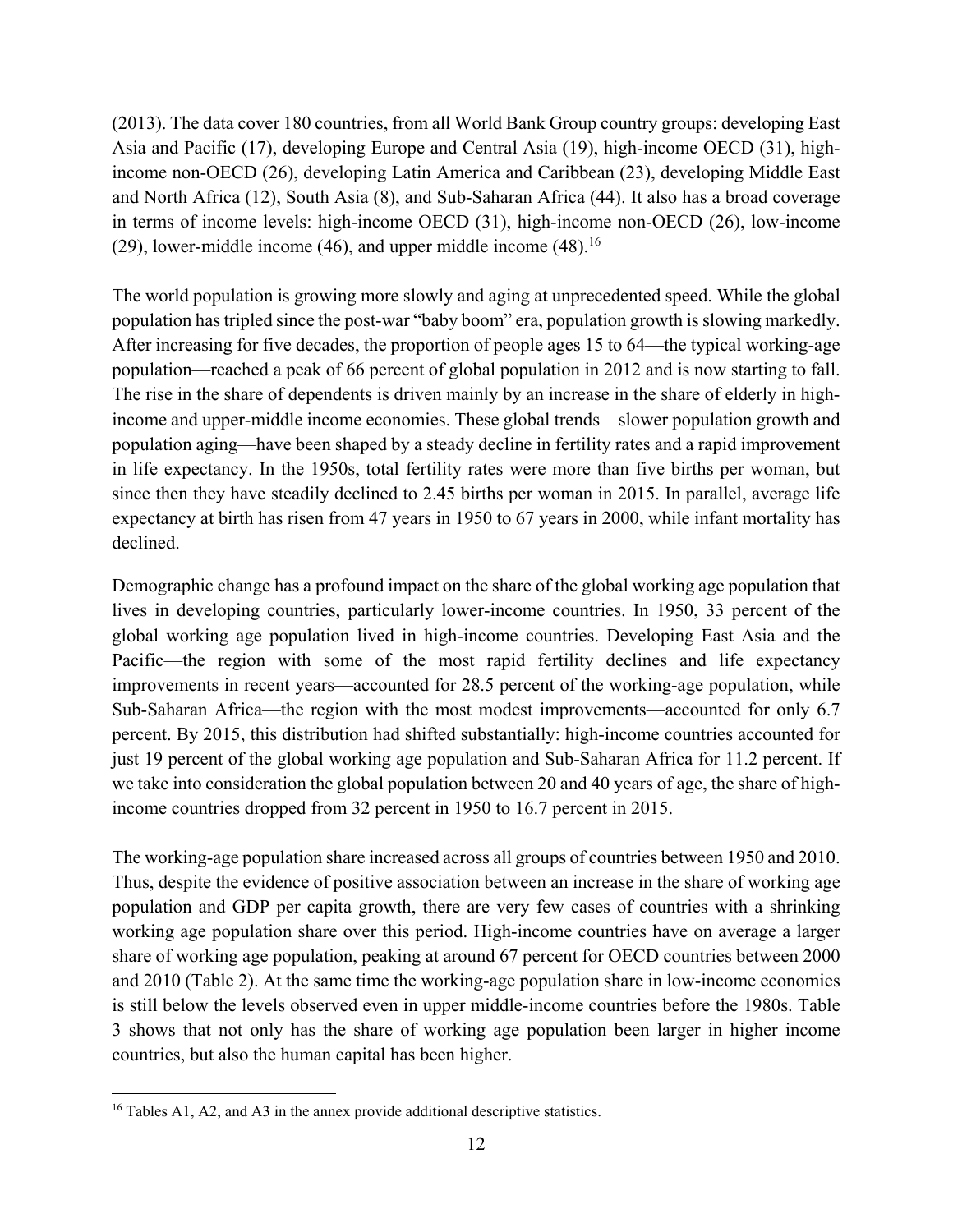(2013). The data cover 180 countries, from all World Bank Group country groups: developing East Asia and Pacific (17), developing Europe and Central Asia (19), high-income OECD (31), high-income non-OECD (26), developing Latin America and Caribbean (23), developing Middle East and North Africa (12), South Asia (8), and Sub-Saharan Africa (44). It also has a broad coverage in terms of income levels: high-income OECD (31), high-income non-OECD (26), low-income (29), lower-middle income (46), and upper middle income (48).[16]

The world population is growing more slowly and aging at unprecedented speed. While the global population has tripled since the post-war "baby boom" era, population growth is slowing markedly. After increasing for five decades, the proportion of people ages 15 to 64—the typical working-age population—reached a peak of 66 percent of global population in 2012 and is now starting to fall. The rise in the share of dependents is driven mainly by an increase in the share of elderly in high-income and upper-middle income economies. These global trends—slower population growth and population aging—have been shaped by a steady decline in fertility rates and a rapid improvement in life expectancy. In the 1950s, total fertility rates were more than five births per woman, but since then they have steadily declined to 2.45 births per woman in 2015. In parallel, average life expectancy at birth has risen from 47 years in 1950 to 67 years in 2000, while infant mortality has declined.

Demographic change has a profound impact on the share of the global working age population that lives in developing countries, particularly lower-income countries. In 1950, 33 percent of the global working age population lived in high-income countries. Developing East Asia and the Pacific—the region with some of the most rapid fertility declines and life expectancy improvements in recent years—accounted for 28.5 percent of the working-age population, while Sub-Saharan Africa—the region with the most modest improvements—accounted for only 6.7 percent. By 2015, this distribution had shifted substantially: high-income countries accounted for just 19 percent of the global working age population and Sub-Saharan Africa for 11.2 percent. If we take into consideration the global population between 20 and 40 years of age, the share of high-income countries dropped from 32 percent in 1950 to 16.7 percent in 2015.

The working-age population share increased across all groups of countries between 1950 and 2010. Thus, despite the evidence of positive association between an increase in the share of working age population and GDP per capita growth, there are very few cases of countries with a shrinking working age population share over this period. High-income countries have on average a larger share of working age population, peaking at around 67 percent for OECD countries between 2000 and 2010 (Table 2). At the same time the working-age population share in low-income economies is still below the levels observed even in upper middle-income countries before the 1980s. Table 3 shows that not only has the share of working age population been larger in higher income countries, but also the human capital has been higher.

[16] Tables A1, A2, and A3 in the annex provide additional descriptive statistics.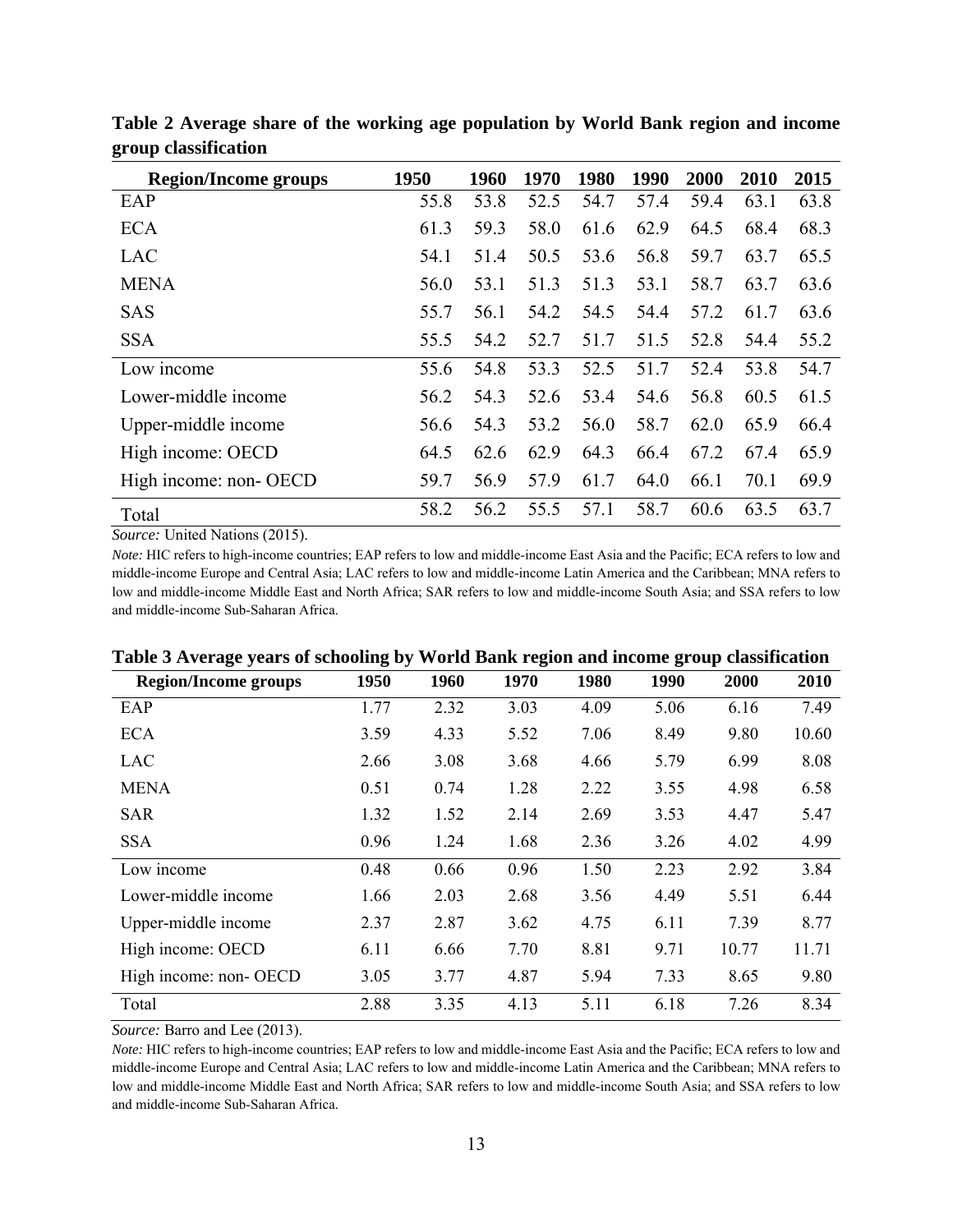**Table 2 Average share of the working age population by World Bank region and income group classification**

| Region/Income groups | 1950 | 1960 | 1970 | 1980 | 1990 | 2000 | 2010 | 2015 |
|---|---|---|---|---|---|---|---|---|
| EAP | 55.8 | 53.8 | 52.5 | 54.7 | 57.4 | 59.4 | 63.1 | 63.8 |
| ECA | 61.3 | 59.3 | 58.0 | 61.6 | 62.9 | 64.5 | 68.4 | 68.3 |
| LAC | 54.1 | 51.4 | 50.5 | 53.6 | 56.8 | 59.7 | 63.7 | 65.5 |
| MENA | 56.0 | 53.1 | 51.3 | 51.3 | 53.1 | 58.7 | 63.7 | 63.6 |
| SAS | 55.7 | 56.1 | 54.2 | 54.5 | 54.4 | 57.2 | 61.7 | 63.6 |
| SSA | 55.5 | 54.2 | 52.7 | 51.7 | 51.5 | 52.8 | 54.4 | 55.2 |
| Low income | 55.6 | 54.8 | 53.3 | 52.5 | 51.7 | 52.4 | 53.8 | 54.7 |
| Lower-middle income | 56.2 | 54.3 | 52.6 | 53.4 | 54.6 | 56.8 | 60.5 | 61.5 |
| Upper-middle income | 56.6 | 54.3 | 53.2 | 56.0 | 58.7 | 62.0 | 65.9 | 66.4 |
| High income: OECD | 64.5 | 62.6 | 62.9 | 64.3 | 66.4 | 67.2 | 67.4 | 65.9 |
| High income: non- OECD | 59.7 | 56.9 | 57.9 | 61.7 | 64.0 | 66.1 | 70.1 | 69.9 |
| Total | 58.2 | 56.2 | 55.5 | 57.1 | 58.7 | 60.6 | 63.5 | 63.7 |

*Source:* United Nations (2015).

*Note:* HIC refers to high-income countries; EAP refers to low and middle-income East Asia and the Pacific; ECA refers to low and middle-income Europe and Central Asia; LAC refers to low and middle-income Latin America and the Caribbean; MNA refers to low and middle-income Middle East and North Africa; SAR refers to low and middle-income South Asia; and SSA refers to low and middle-income Sub-Saharan Africa.

**Table 3 Average years of schooling by World Bank region and income group classification**

| Region/Income groups | 1950 | 1960 | 1970 | 1980 | 1990 | 2000 | 2010 |
|---|---|---|---|---|---|---|---|
| EAP | 1.77 | 2.32 | 3.03 | 4.09 | 5.06 | 6.16 | 7.49 |
| ECA | 3.59 | 4.33 | 5.52 | 7.06 | 8.49 | 9.80 | 10.60 |
| LAC | 2.66 | 3.08 | 3.68 | 4.66 | 5.79 | 6.99 | 8.08 |
| MENA | 0.51 | 0.74 | 1.28 | 2.22 | 3.55 | 4.98 | 6.58 |
| SAR | 1.32 | 1.52 | 2.14 | 2.69 | 3.53 | 4.47 | 5.47 |
| SSA | 0.96 | 1.24 | 1.68 | 2.36 | 3.26 | 4.02 | 4.99 |
| Low income | 0.48 | 0.66 | 0.96 | 1.50 | 2.23 | 2.92 | 3.84 |
| Lower-middle income | 1.66 | 2.03 | 2.68 | 3.56 | 4.49 | 5.51 | 6.44 |
| Upper-middle income | 2.37 | 2.87 | 3.62 | 4.75 | 6.11 | 7.39 | 8.77 |
| High income: OECD | 6.11 | 6.66 | 7.70 | 8.81 | 9.71 | 10.77 | 11.71 |
| High income: non- OECD | 3.05 | 3.77 | 4.87 | 5.94 | 7.33 | 8.65 | 9.80 |
| Total | 2.88 | 3.35 | 4.13 | 5.11 | 6.18 | 7.26 | 8.34 |

*Source:* Barro and Lee (2013).

*Note:* HIC refers to high-income countries; EAP refers to low and middle-income East Asia and the Pacific; ECA refers to low and middle-income Europe and Central Asia; LAC refers to low and middle-income Latin America and the Caribbean; MNA refers to low and middle-income Middle East and North Africa; SAR refers to low and middle-income South Asia; and SSA refers to low and middle-income Sub-Saharan Africa.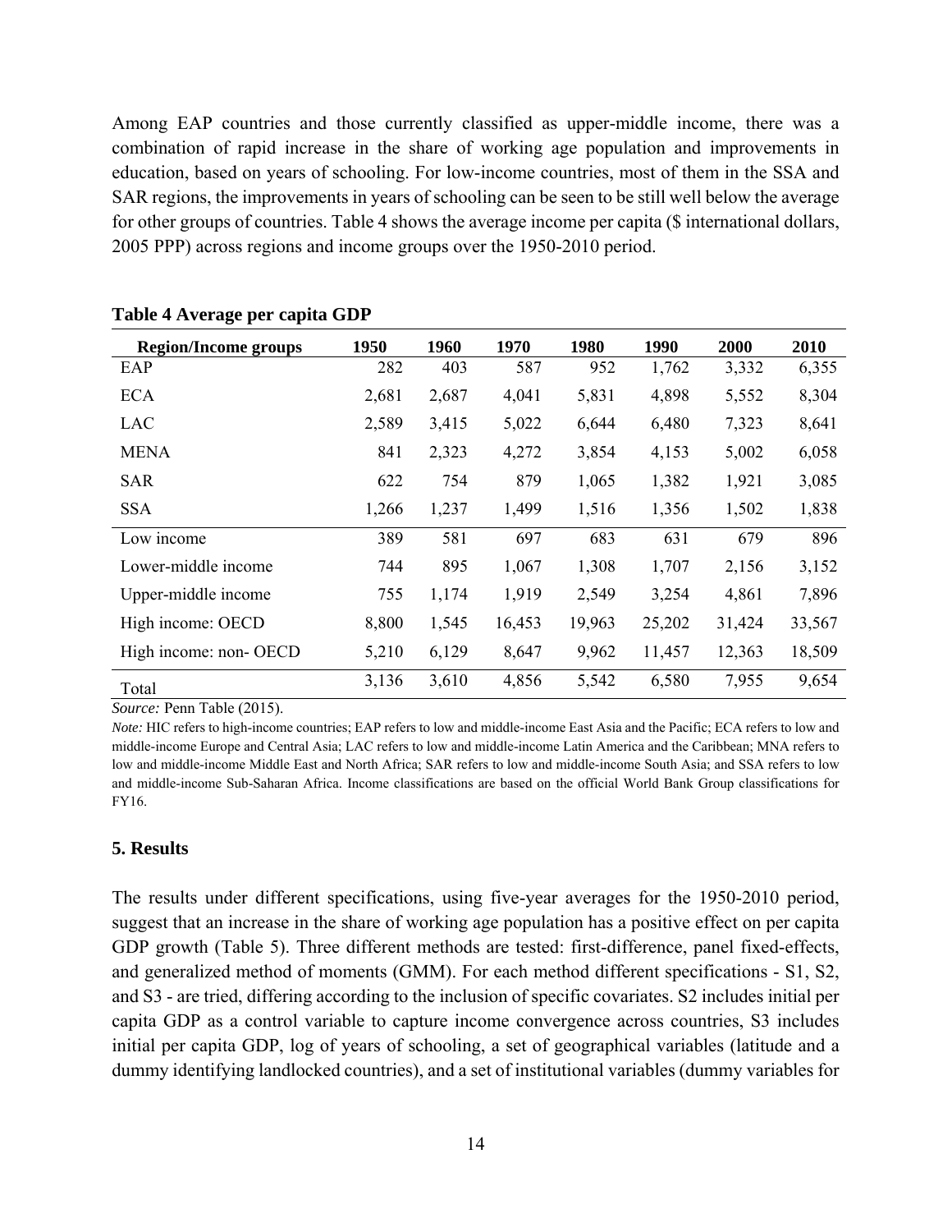Among EAP countries and those currently classified as upper-middle income, there was a combination of rapid increase in the share of working age population and improvements in education, based on years of schooling. For low-income countries, most of them in the SSA and SAR regions, the improvements in years of schooling can be seen to be still well below the average for other groups of countries. Table 4 shows the average income per capita ($ international dollars, 2005 PPP) across regions and income groups over the 1950-2010 period.

**Table 4 Average per capita GDP**

| Region/Income groups | 1950 | 1960 | 1970 | 1980 | 1990 | 2000 | 2010 |
|---|---|---|---|---|---|---|---|
| EAP | 282 | 403 | 587 | 952 | 1,762 | 3,332 | 6,355 |
| ECA | 2,681 | 2,687 | 4,041 | 5,831 | 4,898 | 5,552 | 8,304 |
| LAC | 2,589 | 3,415 | 5,022 | 6,644 | 6,480 | 7,323 | 8,641 |
| MENA | 841 | 2,323 | 4,272 | 3,854 | 4,153 | 5,002 | 6,058 |
| SAR | 622 | 754 | 879 | 1,065 | 1,382 | 1,921 | 3,085 |
| SSA | 1,266 | 1,237 | 1,499 | 1,516 | 1,356 | 1,502 | 1,838 |
| Low income | 389 | 581 | 697 | 683 | 631 | 679 | 896 |
| Lower-middle income | 744 | 895 | 1,067 | 1,308 | 1,707 | 2,156 | 3,152 |
| Upper-middle income | 755 | 1,174 | 1,919 | 2,549 | 3,254 | 4,861 | 7,896 |
| High income: OECD | 8,800 | 1,545 | 16,453 | 19,963 | 25,202 | 31,424 | 33,567 |
| High income: non- OECD | 5,210 | 6,129 | 8,647 | 9,962 | 11,457 | 12,363 | 18,509 |
| Total | 3,136 | 3,610 | 4,856 | 5,542 | 6,580 | 7,955 | 9,654 |

*Source:* Penn Table (2015).

*Note:* HIC refers to high-income countries; EAP refers to low and middle-income East Asia and the Pacific; ECA refers to low and middle-income Europe and Central Asia; LAC refers to low and middle-income Latin America and the Caribbean; MNA refers to low and middle-income Middle East and North Africa; SAR refers to low and middle-income South Asia; and SSA refers to low and middle-income Sub-Saharan Africa. Income classifications are based on the official World Bank Group classifications for FY16.

## 5. Results

The results under different specifications, using five-year averages for the 1950-2010 period, suggest that an increase in the share of working age population has a positive effect on per capita GDP growth (Table 5). Three different methods are tested: first-difference, panel fixed-effects, and generalized method of moments (GMM). For each method different specifications - S1, S2, and S3 - are tried, differing according to the inclusion of specific covariates. S2 includes initial per capita GDP as a control variable to capture income convergence across countries, S3 includes initial per capita GDP, log of years of schooling, a set of geographical variables (latitude and a dummy identifying landlocked countries), and a set of institutional variables (dummy variables for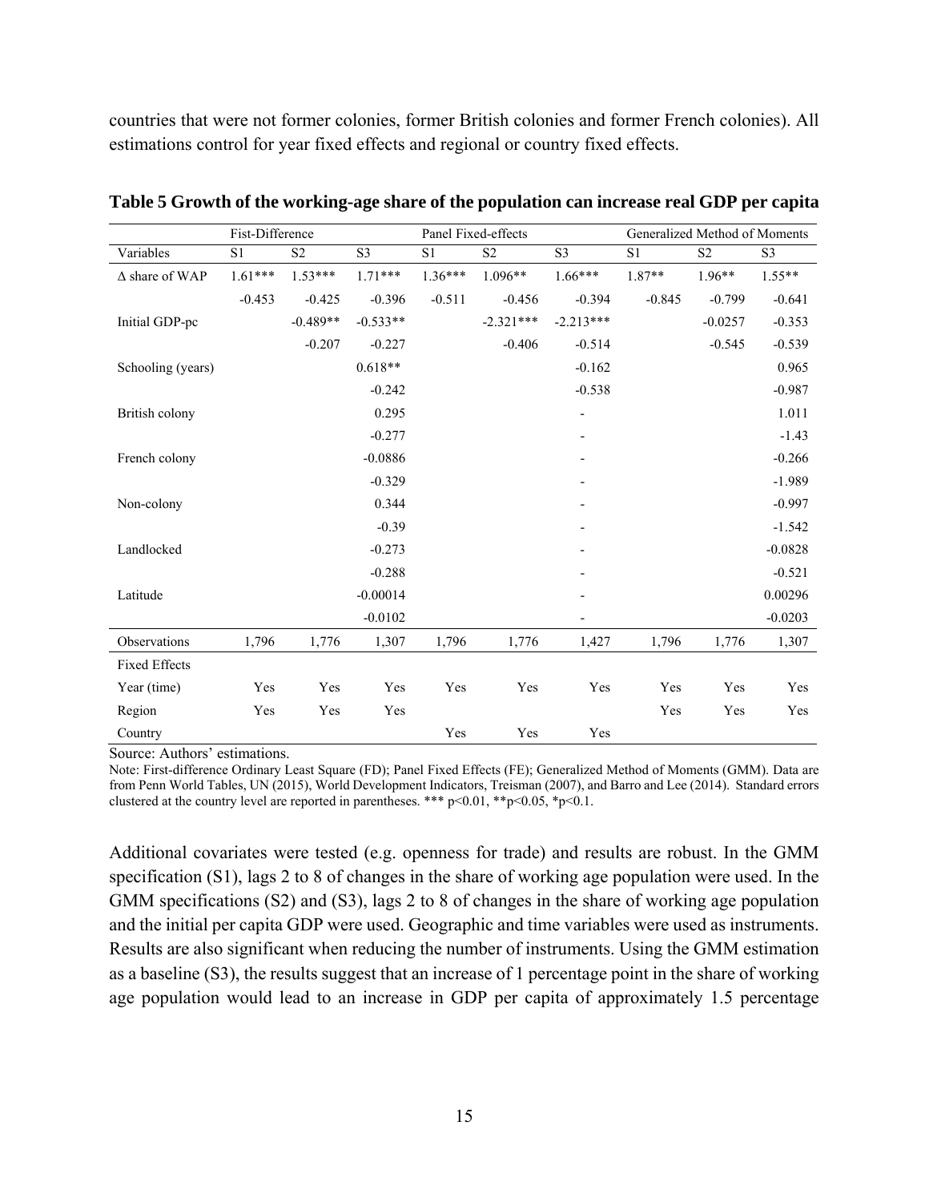countries that were not former colonies, former British colonies and former French colonies). All estimations control for year fixed effects and regional or country fixed effects.

**Table 5 Growth of the working-age share of the population can increase real GDP per capita**

| | Fist-Difference | | | Panel Fixed-effects | | | Generalized Method of Moments | | |
|---|---|---|---|---|---|---|---|---|---|
| Variables | S1 | S2 | S3 | S1 | S2 | S3 | S1 | S2 | S3 |
| Δ share of WAP | 1.61*** | 1.53*** | 1.71*** | 1.36*** | 1.096** | 1.66*** | 1.87** | 1.96** | 1.55** |
| | -0.453 | -0.425 | -0.396 | -0.511 | -0.456 | -0.394 | -0.845 | -0.799 | -0.641 |
| Initial GDP-pc | | -0.489** | -0.533** | | -2.321*** | -2.213*** | | -0.0257 | -0.353 |
| | | -0.207 | -0.227 | | -0.406 | -0.514 | | -0.545 | -0.539 |
| Schooling (years) | | | 0.618** | | | -0.162 | | | 0.965 |
| | | | -0.242 | | | -0.538 | | | -0.987 |
| British colony | | | 0.295 | | | - | | | 1.011 |
| | | | -0.277 | | | - | | | -1.43 |
| French colony | | | -0.0886 | | | - | | | -0.266 |
| | | | -0.329 | | | - | | | -1.989 |
| Non-colony | | | 0.344 | | | - | | | -0.997 |
| | | | -0.39 | | | - | | | -1.542 |
| Landlocked | | | -0.273 | | | - | | | -0.0828 |
| | | | -0.288 | | | - | | | -0.521 |
| Latitude | | | -0.00014 | | | - | | | 0.00296 |
| | | | -0.0102 | | | - | | | -0.0203 |
| Observations | 1,796 | 1,776 | 1,307 | 1,796 | 1,776 | 1,427 | 1,796 | 1,776 | 1,307 |
| Fixed Effects | | | | | | | | | |
| Year (time) | Yes | Yes | Yes | Yes | Yes | Yes | Yes | Yes | Yes |
| Region | Yes | Yes | Yes | | | | Yes | Yes | Yes |
| Country | | | | Yes | Yes | Yes | | | |

Source: Authors' estimations.

Note: First-difference Ordinary Least Square (FD); Panel Fixed Effects (FE); Generalized Method of Moments (GMM). Data are from Penn World Tables, UN (2015), World Development Indicators, Treisman (2007), and Barro and Lee (2014). Standard errors clustered at the country level are reported in parentheses. *** $p<0.01$, ** $p<0.05$, * $p<0.1$.

Additional covariates were tested (e.g. openness for trade) and results are robust. In the GMM specification (S1), lags 2 to 8 of changes in the share of working age population were used. In the GMM specifications (S2) and (S3), lags 2 to 8 of changes in the share of working age population and the initial per capita GDP were used. Geographic and time variables were used as instruments. Results are also significant when reducing the number of instruments. Using the GMM estimation as a baseline (S3), the results suggest that an increase of 1 percentage point in the share of working age population would lead to an increase in GDP per capita of approximately 1.5 percentage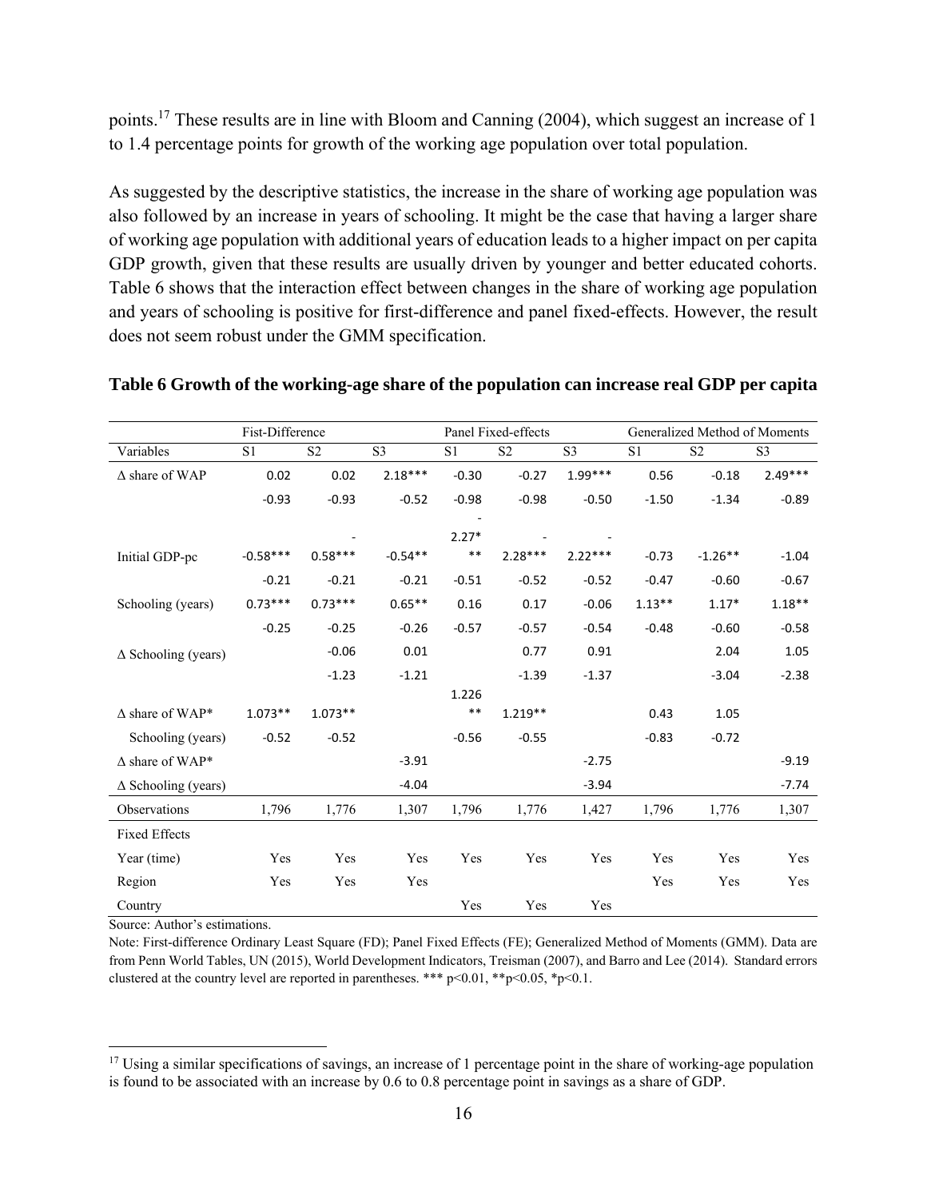points.[17] These results are in line with Bloom and Canning (2004), which suggest an increase of 1 to 1.4 percentage points for growth of the working age population over total population.

As suggested by the descriptive statistics, the increase in the share of working age population was also followed by an increase in years of schooling. It might be the case that having a larger share of working age population with additional years of education leads to a higher impact on per capita GDP growth, given that these results are usually driven by younger and better educated cohorts. Table 6 shows that the interaction effect between changes in the share of working age population and years of schooling is positive for first-difference and panel fixed-effects. However, the result does not seem robust under the GMM specification.

**Table 6 Growth of the working-age share of the population can increase real GDP per capita**

| | Fist-Difference | | | Panel Fixed-effects | | | Generalized Method of Moments | | |
|---|---|---|---|---|---|---|---|---|---|
| Variables | S1 | S2 | S3 | S1 | S2 | S3 | S1 | S2 | S3 |
| Δ share of WAP | 0.02 | 0.02 | 2.18*** | -0.30 | -0.27 | 1.99*** | 0.56 | -0.18 | 2.49*** |
| | -0.93 | -0.93 | -0.52 | -0.98 | -0.98 | -0.50 | -1.50 | -1.34 | -0.89 |
| Initial GDP-pc | -0.58*** | -0.58*** | -0.54** | -2.27*** | -2.28*** | -2.22*** | -0.73 | -1.26** | -1.04 |
| | -0.21 | -0.21 | -0.21 | -0.51 | -0.52 | -0.52 | -0.47 | -0.60 | -0.67 |
| Schooling (years) | 0.73*** | 0.73*** | 0.65** | 0.16 | 0.17 | -0.06 | 1.13** | 1.17* | 1.18** |
| | -0.25 | -0.25 | -0.26 | -0.57 | -0.57 | -0.54 | -0.48 | -0.60 | -0.58 |
| Δ Schooling (years) | | -0.06 | 0.01 | | 0.77 | 0.91 | | 2.04 | 1.05 |
| | | -1.23 | -1.21 | | -1.39 | -1.37 | | -3.04 | -2.38 |
| Δ share of WAP* | 1.073** | 1.073** | | 1.226** | 1.219** | | 0.43 | 1.05 | |
| Schooling (years) | -0.52 | -0.52 | | -0.56 | -0.55 | | -0.83 | -0.72 | |
| Δ share of WAP* | | | -3.91 | | | -2.75 | | | -9.19 |
| Δ Schooling (years) | | | -4.04 | | | -3.94 | | | -7.74 |
| Observations | 1,796 | 1,776 | 1,307 | 1,796 | 1,776 | 1,427 | 1,796 | 1,776 | 1,307 |
| Fixed Effects | | | | | | | | | |
| Year (time) | Yes | Yes | Yes | Yes | Yes | Yes | Yes | Yes | Yes |
| Region | Yes | Yes | Yes | | | | Yes | Yes | Yes |
| Country | | | | Yes | Yes | Yes | | | |

Source: Author's estimations.

Note: First-difference Ordinary Least Square (FD); Panel Fixed Effects (FE); Generalized Method of Moments (GMM). Data are from Penn World Tables, UN (2015), World Development Indicators, Treisman (2007), and Barro and Lee (2014). Standard errors clustered at the country level are reported in parentheses. *** p<0.01, **p<0.05, *p<0.1.

[17] Using a similar specifications of savings, an increase of 1 percentage point in the share of working-age population is found to be associated with an increase by 0.6 to 0.8 percentage point in savings as a share of GDP.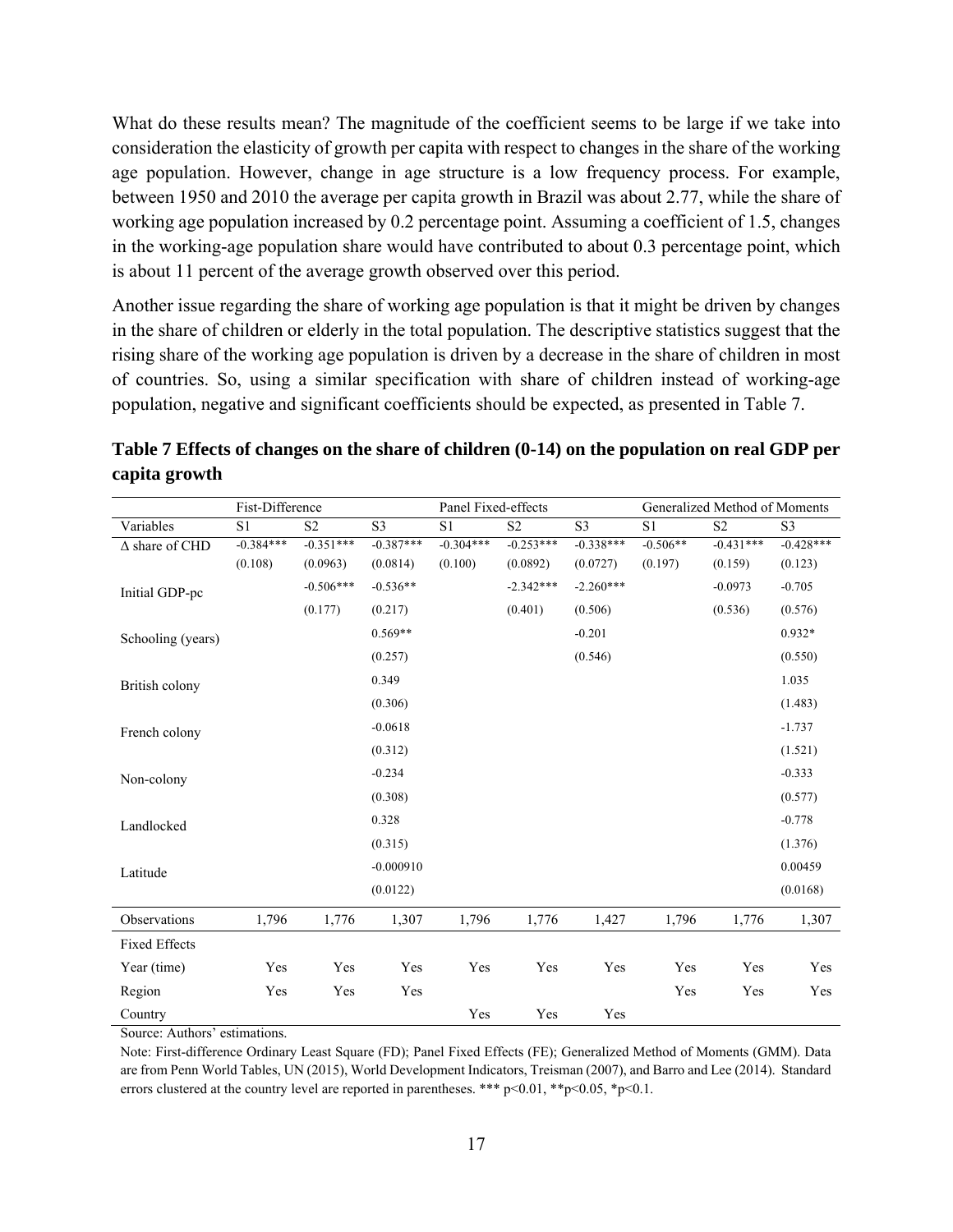What do these results mean? The magnitude of the coefficient seems to be large if we take into consideration the elasticity of growth per capita with respect to changes in the share of the working age population. However, change in age structure is a low frequency process. For example, between 1950 and 2010 the average per capita growth in Brazil was about 2.77, while the share of working age population increased by 0.2 percentage point. Assuming a coefficient of 1.5, changes in the working-age population share would have contributed to about 0.3 percentage point, which is about 11 percent of the average growth observed over this period.

Another issue regarding the share of working age population is that it might be driven by changes in the share of children or elderly in the total population. The descriptive statistics suggest that the rising share of the working age population is driven by a decrease in the share of children in most of countries. So, using a similar specification with share of children instead of working-age population, negative and significant coefficients should be expected, as presented in Table 7.

**Table 7 Effects of changes on the share of children (0-14) on the population on real GDP per capita growth**

| | Fist-Difference | | | Panel Fixed-effects | | | Generalized Method of Moments | | |
|---|---|---|---|---|---|---|---|---|---|
| Variables | S1 | S2 | S3 | S1 | S2 | S3 | S1 | S2 | S3 |
| Δ share of CHD | -0.384*** | -0.351*** | -0.387*** | -0.304*** | -0.253*** | -0.338*** | -0.506** | -0.431*** | -0.428*** |
| | (0.108) | (0.0963) | (0.0814) | (0.100) | (0.0892) | (0.0727) | (0.197) | (0.159) | (0.123) |
| Initial GDP-pc | | -0.506*** | -0.536** | | -2.342*** | -2.260*** | | -0.0973 | -0.705 |
| | | (0.177) | (0.217) | | (0.401) | (0.506) | | (0.536) | (0.576) |
| Schooling (years) | | | 0.569** | | | -0.201 | | | 0.932* |
| | | | (0.257) | | | (0.546) | | | (0.550) |
| British colony | | | 0.349 | | | | | | 1.035 |
| | | | (0.306) | | | | | | (1.483) |
| French colony | | | -0.0618 | | | | | | -1.737 |
| | | | (0.312) | | | | | | (1.521) |
| Non-colony | | | -0.234 | | | | | | -0.333 |
| | | | (0.308) | | | | | | (0.577) |
| Landlocked | | | 0.328 | | | | | | -0.778 |
| | | | (0.315) | | | | | | (1.376) |
| Latitude | | | -0.000910 | | | | | | 0.00459 |
| | | | (0.0122) | | | | | | (0.0168) |
| Observations | 1,796 | 1,776 | 1,307 | 1,796 | 1,776 | 1,427 | 1,796 | 1,776 | 1,307 |
| Fixed Effects | | | | | | | | | |
| Year (time) | Yes | Yes | Yes | Yes | Yes | Yes | Yes | Yes | Yes |
| Region | Yes | Yes | Yes | | | | Yes | Yes | Yes |
| Country | | | | Yes | Yes | Yes | | | |

Source: Authors' estimations.

Note: First-difference Ordinary Least Square (FD); Panel Fixed Effects (FE); Generalized Method of Moments (GMM). Data are from Penn World Tables, UN (2015), World Development Indicators, Treisman (2007), and Barro and Lee (2014). Standard errors clustered at the country level are reported in parentheses. *** $p<0.01$, ** $p<0.05$, * $p<0.1$.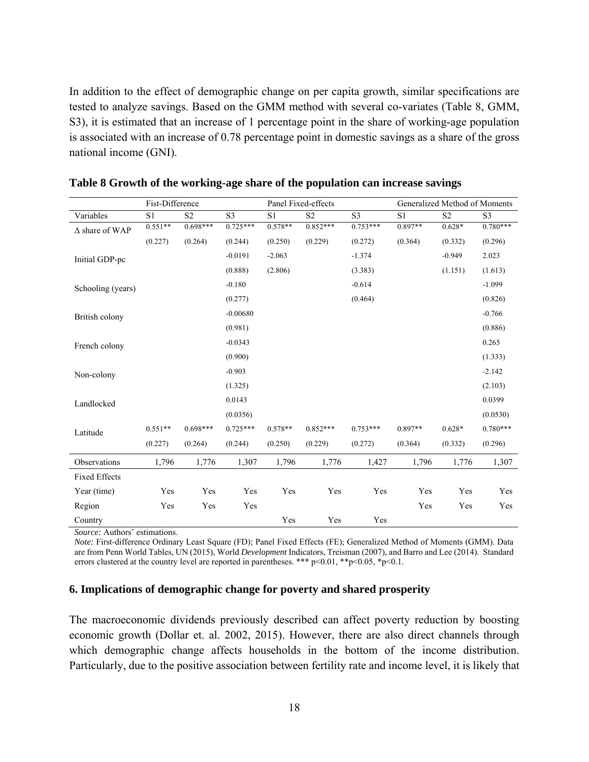In addition to the effect of demographic change on per capita growth, similar specifications are tested to analyze savings. Based on the GMM method with several co-variates (Table 8, GMM, S3), it is estimated that an increase of 1 percentage point in the share of working-age population is associated with an increase of 0.78 percentage point in domestic savings as a share of the gross national income (GNI).

**Table 8 Growth of the working-age share of the population can increase savings**

| | Fist-Difference | | | Panel Fixed-effects | | | Generalized Method of Moments | | |
|---|---|---|---|---|---|---|---|---|---|
| Variables | S1 | S2 | S3 | S1 | S2 | S3 | S1 | S2 | S3 |
| Δ share of WAP | 0.551** | 0.698*** | 0.725*** | 0.578** | 0.852*** | 0.753*** | 0.897** | 0.628* | 0.780*** |
| | (0.227) | (0.264) | (0.244) | (0.250) | (0.229) | (0.272) | (0.364) | (0.332) | (0.296) |
| Initial GDP-pc | | | -0.0191 | -2.063 | | -1.374 | | -0.949 | 2.023 |
| | | | (0.888) | (2.806) | | (3.383) | | (1.151) | (1.613) |
| Schooling (years) | | | -0.180 | | | -0.614 | | | -1.099 |
| | | | (0.277) | | | (0.464) | | | (0.826) |
| British colony | | | -0.00680 | | | | | | -0.766 |
| | | | (0.981) | | | | | | (0.886) |
| French colony | | | -0.0343 | | | | | | 0.265 |
| | | | (0.900) | | | | | | (1.333) |
| Non-colony | | | -0.903 | | | | | | -2.142 |
| | | | (1.325) | | | | | | (2.103) |
| Landlocked | | | 0.0143 | | | | | | 0.0399 |
| | | | (0.0356) | | | | | | (0.0530) |
| Latitude | 0.551** | 0.698*** | 0.725*** | 0.578** | 0.852*** | 0.753*** | 0.897** | 0.628* | 0.780*** |
| | (0.227) | (0.264) | (0.244) | (0.250) | (0.229) | (0.272) | (0.364) | (0.332) | (0.296) |
| Observations | 1,796 | 1,776 | 1,307 | 1,796 | 1,776 | 1,427 | 1,796 | 1,776 | 1,307 |
| Fixed Effects | | | | | | | | | |
| Year (time) | Yes | Yes | Yes | Yes | Yes | Yes | Yes | Yes | Yes |
| Region | Yes | Yes | Yes | | | | Yes | Yes | Yes |
| Country | | | | Yes | Yes | Yes | | | |

*Source:* Authors' estimations.

*Note:* First-difference Ordinary Least Square (FD); Panel Fixed Effects (FE); Generalized Method of Moments (GMM). Data are from Penn World Tables, UN (2015), World *Development* Indicators, Treisman (2007), and Barro and Lee (2014). Standard errors clustered at the country level are reported in parentheses. *** p<0.01, **p<0.05, *p<0.1.

### 6. Implications of demographic change for poverty and shared prosperity

The macroeconomic dividends previously described can affect poverty reduction by boosting economic growth (Dollar et. al. 2002, 2015). However, there are also direct channels through which demographic change affects households in the bottom of the income distribution. Particularly, due to the positive association between fertility rate and income level, it is likely that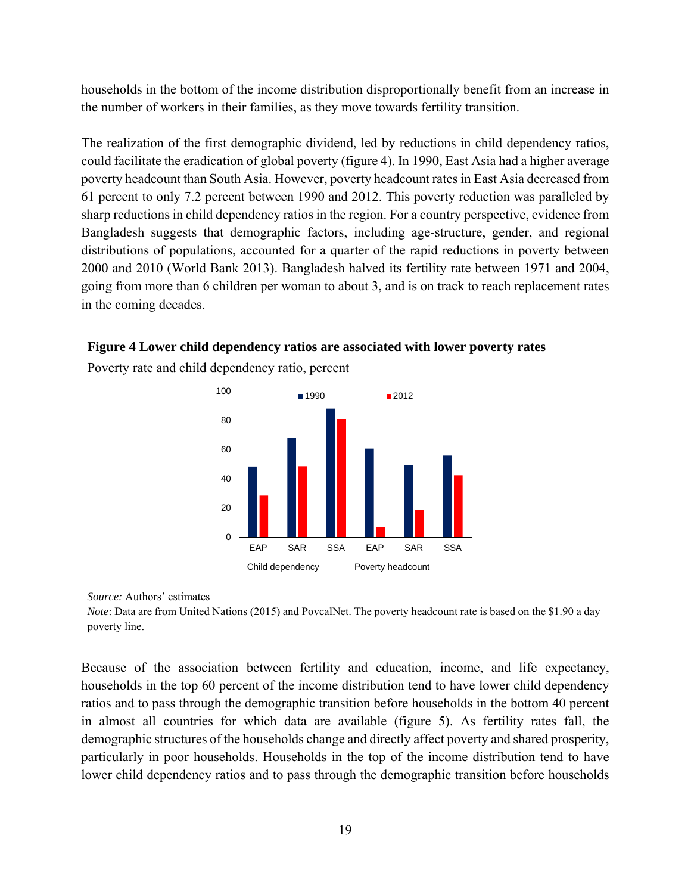households in the bottom of the income distribution disproportionally benefit from an increase in the number of workers in their families, as they move towards fertility transition.

The realization of the first demographic dividend, led by reductions in child dependency ratios, could facilitate the eradication of global poverty (figure 4). In 1990, East Asia had a higher average poverty headcount than South Asia. However, poverty headcount rates in East Asia decreased from 61 percent to only 7.2 percent between 1990 and 2012. This poverty reduction was paralleled by sharp reductions in child dependency ratios in the region. For a country perspective, evidence from Bangladesh suggests that demographic factors, including age-structure, gender, and regional distributions of populations, accounted for a quarter of the rapid reductions in poverty between 2000 and 2010 (World Bank 2013). Bangladesh halved its fertility rate between 1971 and 2004, going from more than 6 children per woman to about 3, and is on track to reach replacement rates in the coming decades.

**Figure 4 Lower child dependency ratios are associated with lower poverty rates**

Poverty rate and child dependency ratio, percent

*Source:* Authors' estimates

*Note*: Data are from United Nations (2015) and PovcalNet. The poverty headcount rate is based on the $1.90 a day poverty line.

Because of the association between fertility and education, income, and life expectancy, households in the top 60 percent of the income distribution tend to have lower child dependency ratios and to pass through the demographic transition before households in the bottom 40 percent in almost all countries for which data are available (figure 5). As fertility rates fall, the demographic structures of the households change and directly affect poverty and shared prosperity, particularly in poor households. Households in the top of the income distribution tend to have lower child dependency ratios and to pass through the demographic transition before households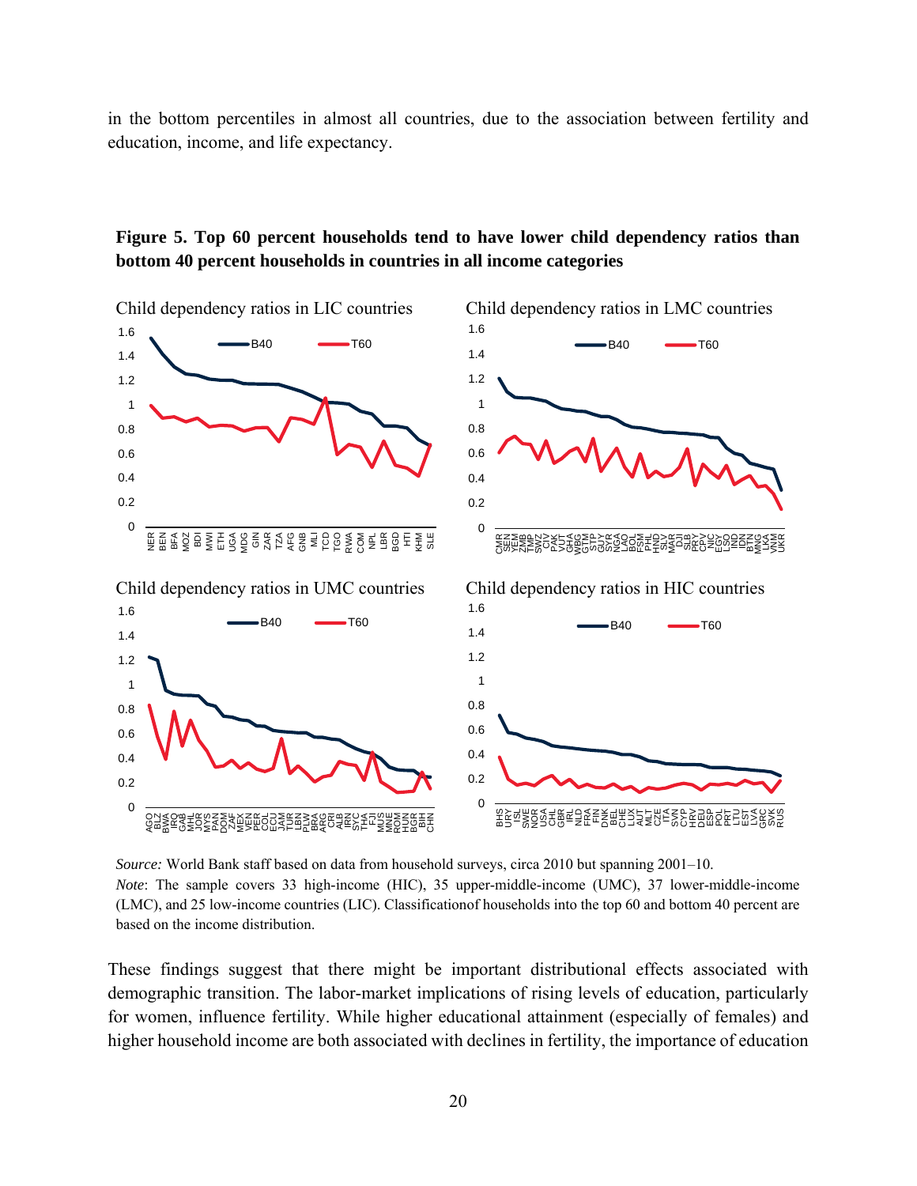in the bottom percentiles in almost all countries, due to the association between fertility and education, income, and life expectancy.

**Figure 5. Top 60 percent households tend to have lower child dependency ratios than bottom 40 percent households in countries in all income categories**

*Source:* World Bank staff based on data from household surveys, circa 2010 but spanning 2001–10.
*Note*: The sample covers 33 high-income (HIC), 35 upper-middle-income (UMC), 37 lower-middle-income (LMC), and 25 low-income countries (LIC). Classificationof households into the top 60 and bottom 40 percent are based on the income distribution.

These findings suggest that there might be important distributional effects associated with demographic transition. The labor-market implications of rising levels of education, particularly for women, influence fertility. While higher educational attainment (especially of females) and higher household income are both associated with declines in fertility, the importance of education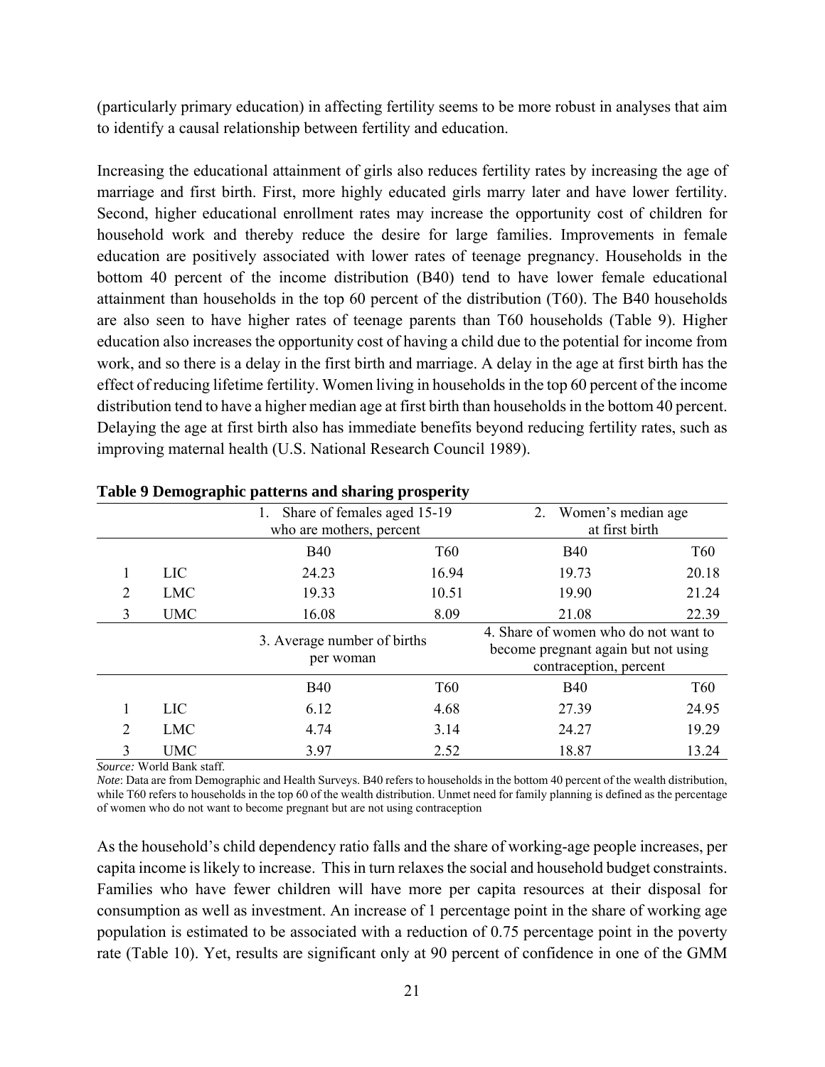(particularly primary education) in affecting fertility seems to be more robust in analyses that aim to identify a causal relationship between fertility and education.

Increasing the educational attainment of girls also reduces fertility rates by increasing the age of marriage and first birth. First, more highly educated girls marry later and have lower fertility. Second, higher educational enrollment rates may increase the opportunity cost of children for household work and thereby reduce the desire for large families. Improvements in female education are positively associated with lower rates of teenage pregnancy. Households in the bottom 40 percent of the income distribution (B40) tend to have lower female educational attainment than households in the top 60 percent of the distribution (T60). The B40 households are also seen to have higher rates of teenage parents than T60 households (Table 9). Higher education also increases the opportunity cost of having a child due to the potential for income from work, and so there is a delay in the first birth and marriage. A delay in the age at first birth has the effect of reducing lifetime fertility. Women living in households in the top 60 percent of the income distribution tend to have a higher median age at first birth than households in the bottom 40 percent. Delaying the age at first birth also has immediate benefits beyond reducing fertility rates, such as improving maternal health (U.S. National Research Council 1989).

**Table 9 Demographic patterns and sharing prosperity**

| | | 1. Share of females aged 15-19 who are mothers, percent | | 2. Women's median age at first birth | |
|---|---|---|---|---|---|
| | | B40 | T60 | B40 | T60 |
| 1 | LIC | 24.23 | 16.94 | 19.73 | 20.18 |
| 2 | LMC | 19.33 | 10.51 | 19.90 | 21.24 |
| 3 | UMC | 16.08 | 8.09 | 21.08 | 22.39 |
| | | 3. Average number of births per woman | | 4. Share of women who do not want to become pregnant again but not using contraception, percent | |
| | | B40 | T60 | B40 | T60 |
| 1 | LIC | 6.12 | 4.68 | 27.39 | 24.95 |
| 2 | LMC | 4.74 | 3.14 | 24.27 | 19.29 |
| 3 | UMC | 3.97 | 2.52 | 18.87 | 13.24 |

*Source:* World Bank staff.
*Note*: Data are from Demographic and Health Surveys. B40 refers to households in the bottom 40 percent of the wealth distribution, while T60 refers to households in the top 60 of the wealth distribution. Unmet need for family planning is defined as the percentage of women who do not want to become pregnant but are not using contraception

As the household's child dependency ratio falls and the share of working-age people increases, per capita income is likely to increase. This in turn relaxes the social and household budget constraints. Families who have fewer children will have more per capita resources at their disposal for consumption as well as investment. An increase of 1 percentage point in the share of working age population is estimated to be associated with a reduction of 0.75 percentage point in the poverty rate (Table 10). Yet, results are significant only at 90 percent of confidence in one of the GMM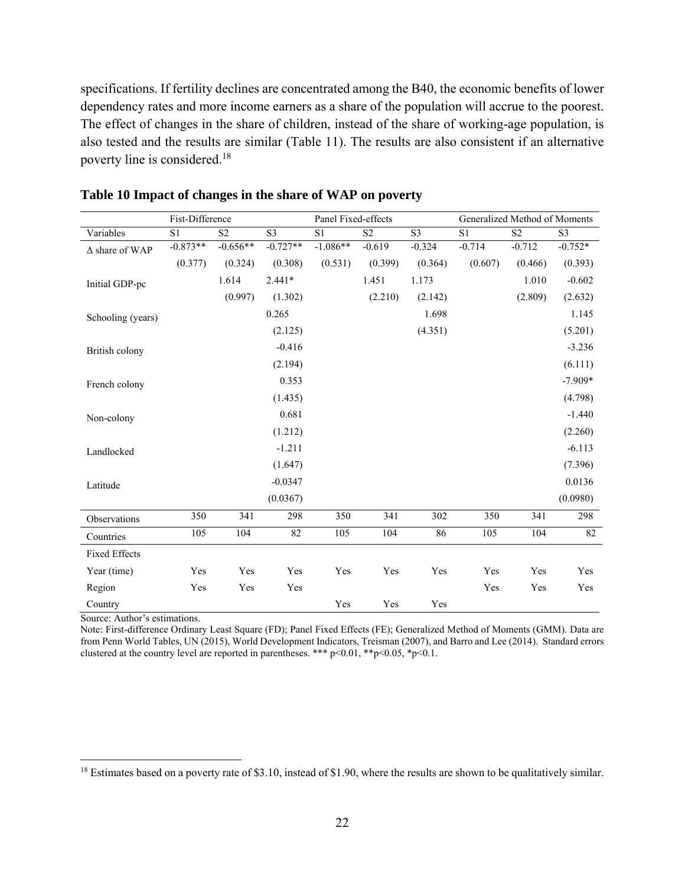specifications. If fertility declines are concentrated among the B40, the economic benefits of lower dependency rates and more income earners as a share of the population will accrue to the poorest. The effect of changes in the share of children, instead of the share of working-age population, is also tested and the results are similar (Table 11). The results are also consistent if an alternative poverty line is considered.[18]

**Table 10 Impact of changes in the share of WAP on poverty**

| | Fist-Difference | | | Panel Fixed-effects | | | Generalized Method of Moments | | |
|---|---|---|---|---|---|---|---|---|---|
| Variables | S1 | S2 | S3 | S1 | S2 | S3 | S1 | S2 | S3 |
| Δ share of WAP | -0.873** | -0.656** | -0.727** | -1.086** | -0.619 | -0.324 | -0.714 | -0.712 | -0.752* |
| | (0.377) | (0.324) | (0.308) | (0.531) | (0.399) | (0.364) | (0.607) | (0.466) | (0.393) |
| Initial GDP-pc | | 1.614 | 2.441* | | 1.451 | 1.173 | | 1.010 | -0.602 |
| | | (0.997) | (1.302) | | (2.210) | (2.142) | | (2.809) | (2.632) |
| Schooling (years) | | | 0.265 | | | 1.698 | | | 1.145 |
| | | | (2.125) | | | (4.351) | | | (5.201) |
| British colony | | | -0.416 | | | | | | -3.236 |
| | | | (2.194) | | | | | | (6.111) |
| French colony | | | 0.353 | | | | | | -7.909* |
| | | | (1.435) | | | | | | (4.798) |
| Non-colony | | | 0.681 | | | | | | -1.440 |
| | | | (1.212) | | | | | | (2.260) |
| Landlocked | | | -1.211 | | | | | | -6.113 |
| | | | (1.647) | | | | | | (7.396) |
| Latitude | | | -0.0347 | | | | | | 0.0136 |
| | | | (0.0367) | | | | | | (0.0980) |
| Observations | 350 | 341 | 298 | 350 | 341 | 302 | 350 | 341 | 298 |
| Countries | 105 | 104 | 82 | 105 | 104 | 86 | 105 | 104 | 82 |
| Fixed Effects | | | | | | | | | |
| Year (time) | Yes | Yes | Yes | Yes | Yes | Yes | Yes | Yes | Yes |
| Region | Yes | Yes | Yes | | | | Yes | Yes | Yes |
| Country | | | | Yes | Yes | Yes | | | |

Source: Author's estimations.

Note: First-difference Ordinary Least Square (FD); Panel Fixed Effects (FE); Generalized Method of Moments (GMM). Data are from Penn World Tables, UN (2015), World Development Indicators, Treisman (2007), and Barro and Lee (2014). Standard errors clustered at the country level are reported in parentheses. *** p<0.01, **p<0.05, *p<0.1.

[18] Estimates based on a poverty rate of \$3.10, instead of \$1.90, where the results are shown to be qualitatively similar.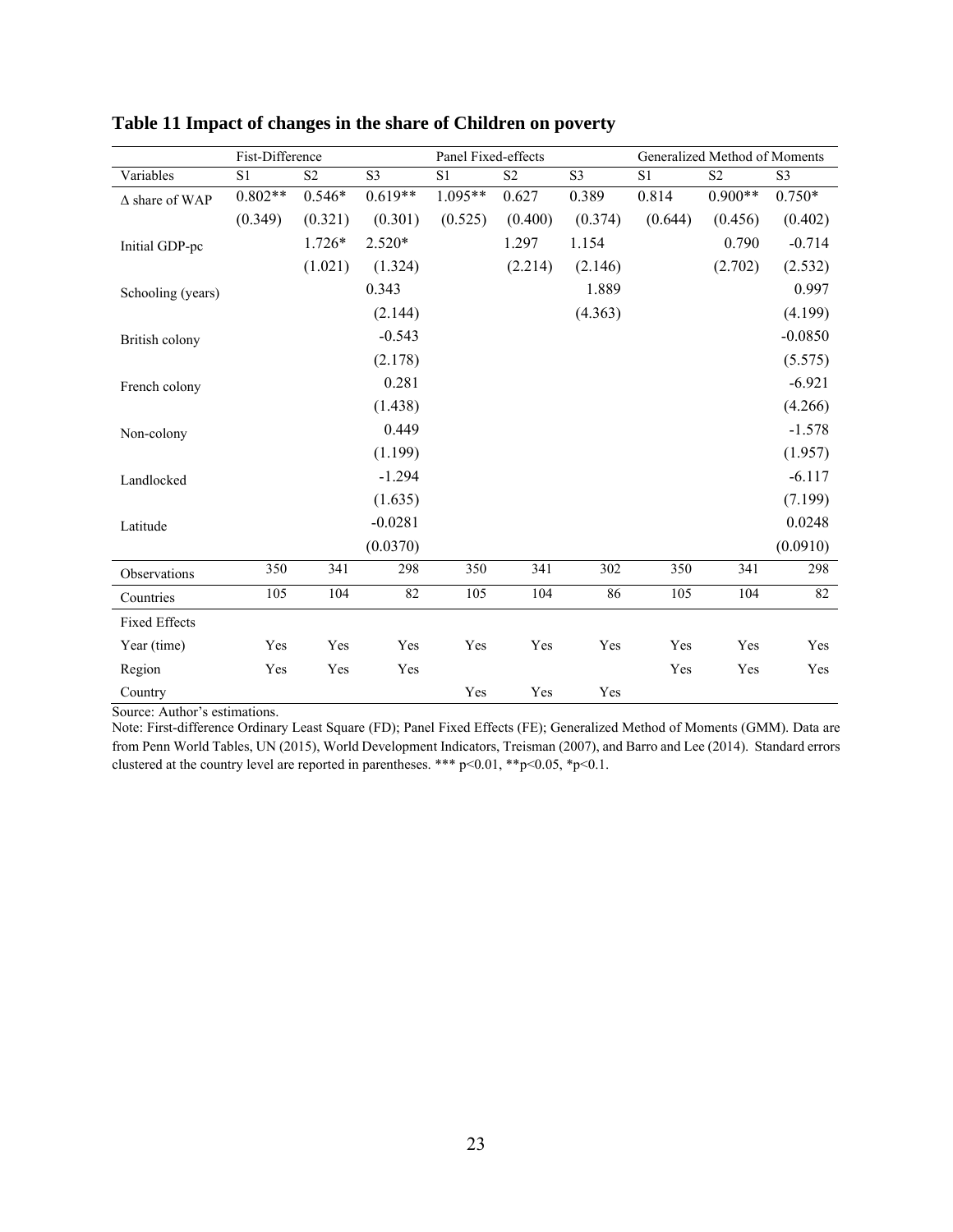**Table 11 Impact of changes in the share of Children on poverty**

| | Fist-Difference | | | Panel Fixed-effects | | | Generalized Method of Moments | | |
|---|---|---|---|---|---|---|---|---|---|
| Variables | S1 | S2 | S3 | S1 | S2 | S3 | S1 | S2 | S3 |
| Δ share of WAP | 0.802** | 0.546* | 0.619** | 1.095** | 0.627 | 0.389 | 0.814 | 0.900** | 0.750* |
| | (0.349) | (0.321) | (0.301) | (0.525) | (0.400) | (0.374) | (0.644) | (0.456) | (0.402) |
| Initial GDP-pc | | 1.726* | 2.520* | | 1.297 | 1.154 | | 0.790 | -0.714 |
| | | (1.021) | (1.324) | | (2.214) | (2.146) | | (2.702) | (2.532) |
| Schooling (years) | | | 0.343 | | | 1.889 | | | 0.997 |
| | | | (2.144) | | | (4.363) | | | (4.199) |
| British colony | | | -0.543 | | | | | | -0.0850 |
| | | | (2.178) | | | | | | (5.575) |
| French colony | | | 0.281 | | | | | | -6.921 |
| | | | (1.438) | | | | | | (4.266) |
| Non-colony | | | 0.449 | | | | | | -1.578 |
| | | | (1.199) | | | | | | (1.957) |
| Landlocked | | | -1.294 | | | | | | -6.117 |
| | | | (1.635) | | | | | | (7.199) |
| Latitude | | | -0.0281 | | | | | | 0.0248 |
| | | | (0.0370) | | | | | | (0.0910) |
| Observations | 350 | 341 | 298 | 350 | 341 | 302 | 350 | 341 | 298 |
| Countries | 105 | 104 | 82 | 105 | 104 | 86 | 105 | 104 | 82 |
| Fixed Effects | | | | | | | | | |
| Year (time) | Yes | Yes | Yes | Yes | Yes | Yes | Yes | Yes | Yes |
| Region | Yes | Yes | Yes | | | | Yes | Yes | Yes |
| Country | | | | Yes | Yes | Yes | | | |

Source: Author's estimations.

Note: First-difference Ordinary Least Square (FD); Panel Fixed Effects (FE); Generalized Method of Moments (GMM). Data are from Penn World Tables, UN (2015), World Development Indicators, Treisman (2007), and Barro and Lee (2014). Standard errors clustered at the country level are reported in parentheses. *** $p<0.01$, ** $p<0.05$, * $p<0.1$.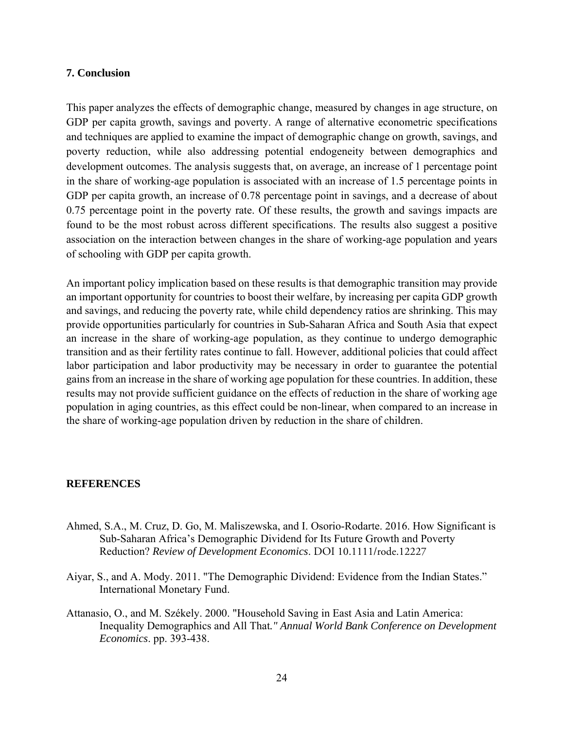## 7. Conclusion

This paper analyzes the effects of demographic change, measured by changes in age structure, on GDP per capita growth, savings and poverty. A range of alternative econometric specifications and techniques are applied to examine the impact of demographic change on growth, savings, and poverty reduction, while also addressing potential endogeneity between demographics and development outcomes. The analysis suggests that, on average, an increase of 1 percentage point in the share of working-age population is associated with an increase of 1.5 percentage points in GDP per capita growth, an increase of 0.78 percentage point in savings, and a decrease of about 0.75 percentage point in the poverty rate. Of these results, the growth and savings impacts are found to be the most robust across different specifications. The results also suggest a positive association on the interaction between changes in the share of working-age population and years of schooling with GDP per capita growth.

An important policy implication based on these results is that demographic transition may provide an important opportunity for countries to boost their welfare, by increasing per capita GDP growth and savings, and reducing the poverty rate, while child dependency ratios are shrinking. This may provide opportunities particularly for countries in Sub-Saharan Africa and South Asia that expect an increase in the share of working-age population, as they continue to undergo demographic transition and as their fertility rates continue to fall. However, additional policies that could affect labor participation and labor productivity may be necessary in order to guarantee the potential gains from an increase in the share of working age population for these countries. In addition, these results may not provide sufficient guidance on the effects of reduction in the share of working age population in aging countries, as this effect could be non-linear, when compared to an increase in the share of working-age population driven by reduction in the share of children.

## REFERENCES

Ahmed, S.A., M. Cruz, D. Go, M. Maliszewska, and I. Osorio-Rodarte. 2016. How Significant is Sub-Saharan Africa's Demographic Dividend for Its Future Growth and Poverty Reduction? *Review of Development Economics*. DOI 10.1111/rode.12227

Aiyar, S., and A. Mody. 2011. "The Demographic Dividend: Evidence from the Indian States." International Monetary Fund.

Attanasio, O., and M. Székely. 2000. "Household Saving in East Asia and Latin America: Inequality Demographics and All That*." Annual World Bank Conference on Development Economics*. pp. 393-438.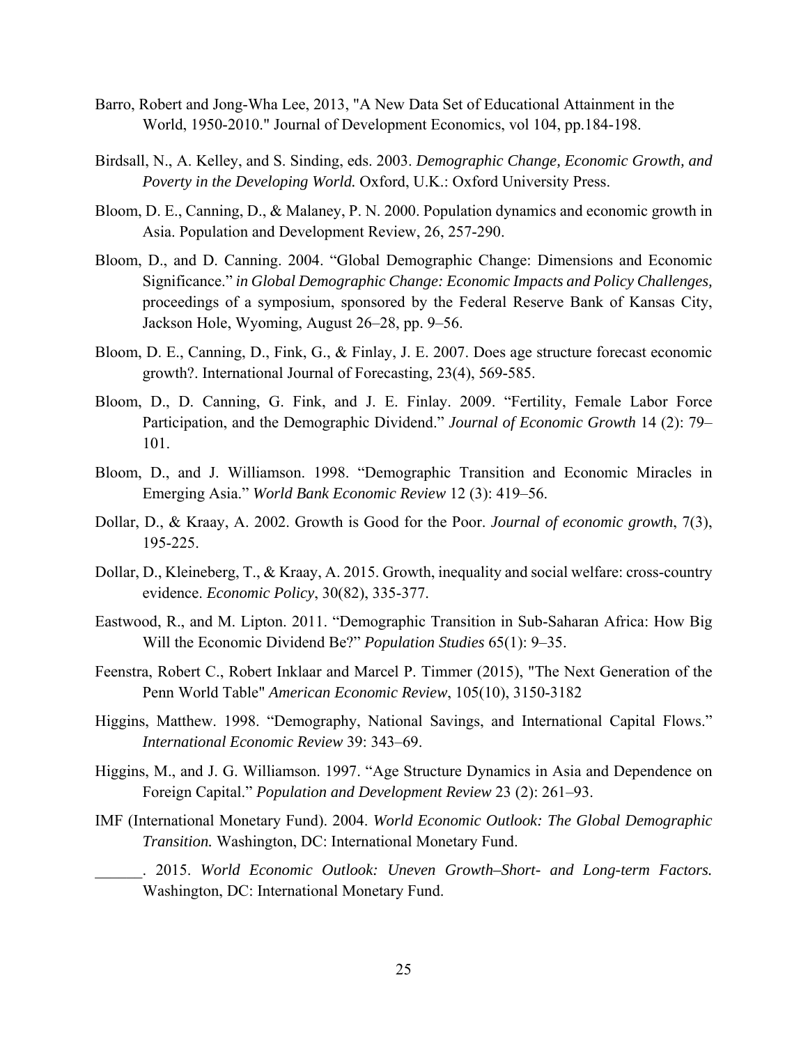Barro, Robert and Jong-Wha Lee, 2013, "A New Data Set of Educational Attainment in the World, 1950-2010." Journal of Development Economics, vol 104, pp.184-198.

Birdsall, N., A. Kelley, and S. Sinding, eds. 2003. *Demographic Change, Economic Growth, and Poverty in the Developing World.* Oxford, U.K.: Oxford University Press.

Bloom, D. E., Canning, D., & Malaney, P. N. 2000. Population dynamics and economic growth in Asia. Population and Development Review, 26, 257-290.

Bloom, D., and D. Canning. 2004. "Global Demographic Change: Dimensions and Economic Significance." *in Global Demographic Change: Economic Impacts and Policy Challenges,* proceedings of a symposium, sponsored by the Federal Reserve Bank of Kansas City, Jackson Hole, Wyoming, August 26–28, pp. 9–56.

Bloom, D. E., Canning, D., Fink, G., & Finlay, J. E. 2007. Does age structure forecast economic growth?. International Journal of Forecasting, 23(4), 569-585.

Bloom, D., D. Canning, G. Fink, and J. E. Finlay. 2009. "Fertility, Female Labor Force Participation, and the Demographic Dividend." *Journal of Economic Growth* 14 (2): 79–101.

Bloom, D., and J. Williamson. 1998. "Demographic Transition and Economic Miracles in Emerging Asia." *World Bank Economic Review* 12 (3): 419–56.

Dollar, D., & Kraay, A. 2002. Growth is Good for the Poor. *Journal of economic growth*, 7(3), 195-225.

Dollar, D., Kleineberg, T., & Kraay, A. 2015. Growth, inequality and social welfare: cross-country evidence. *Economic Policy*, 30(82), 335-377.

Eastwood, R., and M. Lipton. 2011. "Demographic Transition in Sub-Saharan Africa: How Big Will the Economic Dividend Be?" *Population Studies* 65(1): 9–35.

Feenstra, Robert C., Robert Inklaar and Marcel P. Timmer (2015), "The Next Generation of the Penn World Table" *American Economic Review*, 105(10), 3150-3182

Higgins, Matthew. 1998. "Demography, National Savings, and International Capital Flows." *International Economic Review* 39: 343–69.

Higgins, M., and J. G. Williamson. 1997. "Age Structure Dynamics in Asia and Dependence on Foreign Capital." *Population and Development Review* 23 (2): 261–93.

IMF (International Monetary Fund). 2004. *World Economic Outlook: The Global Demographic Transition.* Washington, DC: International Monetary Fund.

______. 2015. *World Economic Outlook: Uneven Growth–Short- and Long-term Factors.* Washington, DC: International Monetary Fund.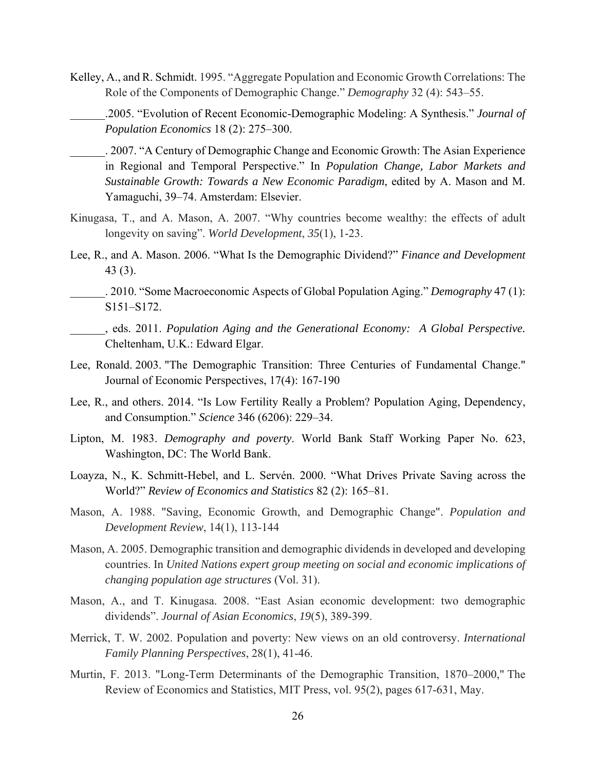Kelley, A., and R. Schmidt. 1995. "Aggregate Population and Economic Growth Correlations: The Role of the Components of Demographic Change." *Demography* 32 (4): 543–55.

______.2005. "Evolution of Recent Economic-Demographic Modeling: A Synthesis." *Journal of Population Economics* 18 (2): 275–300.

______. 2007. "A Century of Demographic Change and Economic Growth: The Asian Experience in Regional and Temporal Perspective." In *Population Change, Labor Markets and Sustainable Growth: Towards a New Economic Paradigm*, edited by A. Mason and M. Yamaguchi, 39–74. Amsterdam: Elsevier.

Kinugasa, T., and A. Mason, A. 2007. "Why countries become wealthy: the effects of adult longevity on saving". *World Development*, *35*(1), 1-23.

Lee, R., and A. Mason. 2006. "What Is the Demographic Dividend?" *Finance and Development* 43 (3).

______. 2010. "Some Macroeconomic Aspects of Global Population Aging." *Demography* 47 (1): S151–S172.

______, eds. 2011. *Population Aging and the Generational Economy: A Global Perspective.* Cheltenham, U.K.: Edward Elgar.

Lee, Ronald. 2003. "The Demographic Transition: Three Centuries of Fundamental Change." Journal of Economic Perspectives, 17(4): 167-190

Lee, R., and others. 2014. "Is Low Fertility Really a Problem? Population Aging, Dependency, and Consumption." *Science* 346 (6206): 229–34.

Lipton, M. 1983. *Demography and poverty*. World Bank Staff Working Paper No. 623, Washington, DC: The World Bank.

Loayza, N., K. Schmitt-Hebel, and L. Servén. 2000. "What Drives Private Saving across the World?" *Review of Economics and Statistics* 82 (2): 165–81.

Mason, A. 1988. "Saving, Economic Growth, and Demographic Change". *Population and Development Review*, 14(1), 113-144

Mason, A. 2005. Demographic transition and demographic dividends in developed and developing countries. In *United Nations expert group meeting on social and economic implications of changing population age structures* (Vol. 31).

Mason, A., and T. Kinugasa. 2008. "East Asian economic development: two demographic dividends". *Journal of Asian Economics*, *19*(5), 389-399.

Merrick, T. W. 2002. Population and poverty: New views on an old controversy. *International Family Planning Perspectives*, 28(1), 41-46.

Murtin, F. 2013. "Long-Term Determinants of the Demographic Transition, 1870–2000," The Review of Economics and Statistics, MIT Press, vol. 95(2), pages 617-631, May.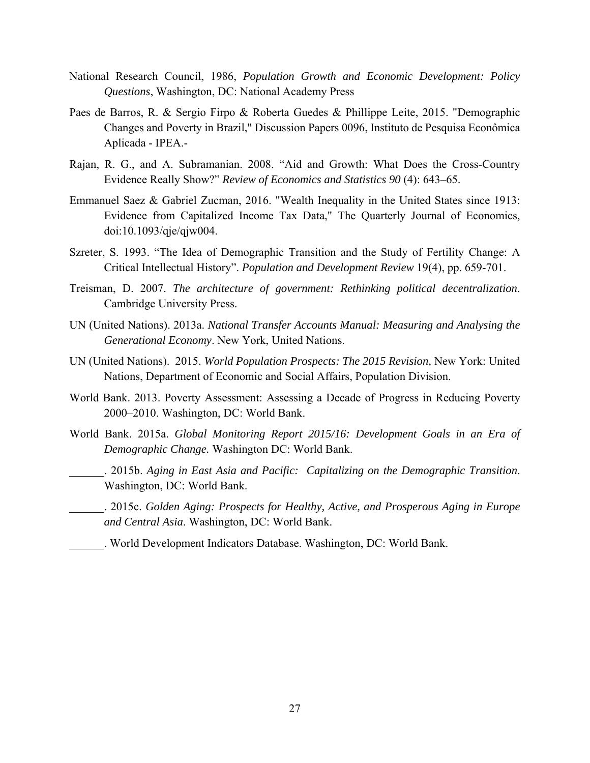National Research Council, 1986, *Population Growth and Economic Development: Policy Questions*, Washington, DC: National Academy Press

Paes de Barros, R. & Sergio Firpo & Roberta Guedes & Phillippe Leite, 2015. "Demographic Changes and Poverty in Brazil," Discussion Papers 0096, Instituto de Pesquisa Econômica Aplicada - IPEA.-

Rajan, R. G., and A. Subramanian. 2008. "Aid and Growth: What Does the Cross-Country Evidence Really Show?" *Review of Economics and Statistics 90* (4): 643–65.

Emmanuel Saez & Gabriel Zucman, 2016. "Wealth Inequality in the United States since 1913: Evidence from Capitalized Income Tax Data," The Quarterly Journal of Economics, doi:10.1093/qje/qjw004.

Szreter, S. 1993. "The Idea of Demographic Transition and the Study of Fertility Change: A Critical Intellectual History". *Population and Development Review* 19(4), pp. 659-701.

Treisman, D. 2007. *The architecture of government: Rethinking political decentralization*. Cambridge University Press.

UN (United Nations). 2013a. *National Transfer Accounts Manual: Measuring and Analysing the Generational Economy*. New York, United Nations.

UN (United Nations). 2015. *World Population Prospects: The 2015 Revision,* New York: United Nations, Department of Economic and Social Affairs, Population Division.

World Bank. 2013. Poverty Assessment: Assessing a Decade of Progress in Reducing Poverty 2000–2010. Washington, DC: World Bank.

World Bank. 2015a. ***Global Monitoring Report 2015/16: Development Goals in an Era of Demographic Change.*** Washington DC: World Bank.

______. 2015b. *Aging in East Asia and Pacific: Capitalizing on the Demographic Transition*. Washington, DC: World Bank.

______. 2015c. *Golden Aging: Prospects for Healthy, Active, and Prosperous Aging in Europe and Central Asia*. Washington, DC: World Bank.

______. World Development Indicators Database. Washington, DC: World Bank.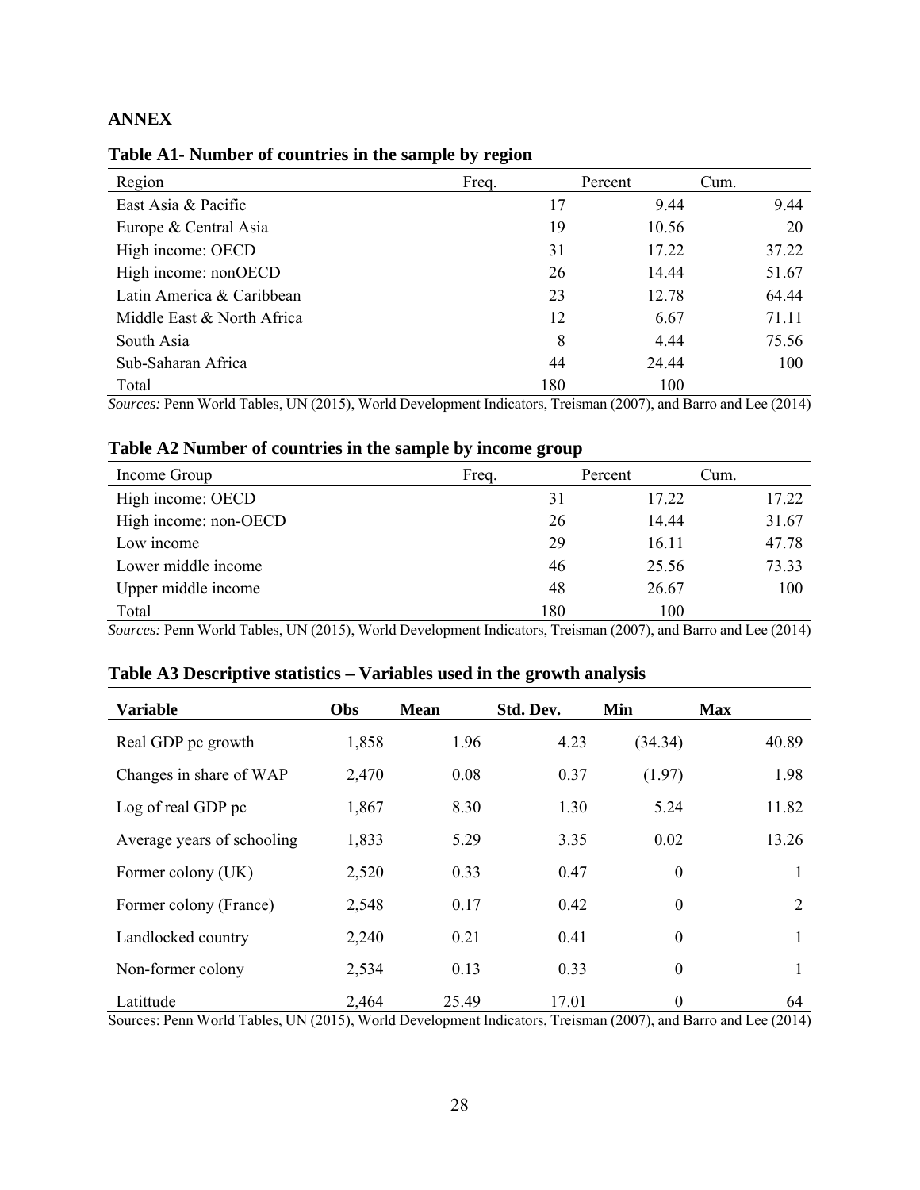**ANNEX**

**Table A1- Number of countries in the sample by region**

| Region | Freq. | Percent | Cum. |
|---|---|---|---|
| East Asia & Pacific | 17 | 9.44 | 9.44 |
| Europe & Central Asia | 19 | 10.56 | 20 |
| High income: OECD | 31 | 17.22 | 37.22 |
| High income: nonOECD | 26 | 14.44 | 51.67 |
| Latin America & Caribbean | 23 | 12.78 | 64.44 |
| Middle East & North Africa | 12 | 6.67 | 71.11 |
| South Asia | 8 | 4.44 | 75.56 |
| Sub-Saharan Africa | 44 | 24.44 | 100 |
| Total | 180 | 100 | |

*Sources:* Penn World Tables, UN (2015), World Development Indicators, Treisman (2007), and Barro and Lee (2014)

**Table A2 Number of countries in the sample by income group**

| Income Group | Freq. | Percent | Cum. |
|---|---|---|---|
| High income: OECD | 31 | 17.22 | 17.22 |
| High income: non-OECD | 26 | 14.44 | 31.67 |
| Low income | 29 | 16.11 | 47.78 |
| Lower middle income | 46 | 25.56 | 73.33 |
| Upper middle income | 48 | 26.67 | 100 |
| Total | 180 | 100 | |

*Sources:* Penn World Tables, UN (2015), World Development Indicators, Treisman (2007), and Barro and Lee (2014)

**Table A3 Descriptive statistics – Variables used in the growth analysis**

| **Variable** | **Obs** | **Mean** | **Std. Dev.** | **Min** | **Max** |
|---|---|---|---|---|---|
| Real GDP pc growth | 1,858 | 1.96 | 4.23 | (34.34) | 40.89 |
| Changes in share of WAP | 2,470 | 0.08 | 0.37 | (1.97) | 1.98 |
| Log of real GDP pc | 1,867 | 8.30 | 1.30 | 5.24 | 11.82 |
| Average years of schooling | 1,833 | 5.29 | 3.35 | 0.02 | 13.26 |
| Former colony (UK) | 2,520 | 0.33 | 0.47 | 0 | 1 |
| Former colony (France) | 2,548 | 0.17 | 0.42 | 0 | 2 |
| Landlocked country | 2,240 | 0.21 | 0.41 | 0 | 1 |
| Non-former colony | 2,534 | 0.13 | 0.33 | 0 | 1 |
| Latittude | 2,464 | 25.49 | 17.01 | 0 | 64 |

Sources: Penn World Tables, UN (2015), World Development Indicators, Treisman (2007), and Barro and Lee (2014)